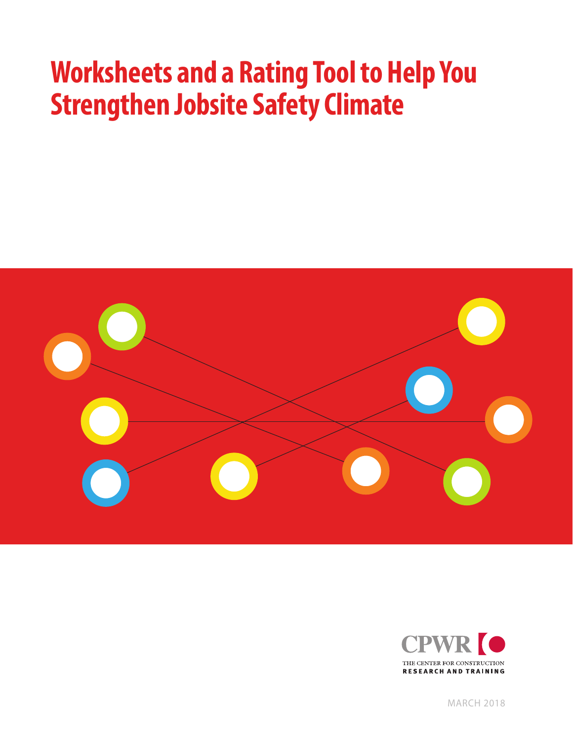# Worksheets and a Rating Tool to Help You Strengthen Jobsite Safety Climate

CPWR

THE CENTER FOR CONSTRUCTION
RESEARCH AND TRAINING

MARCH 2018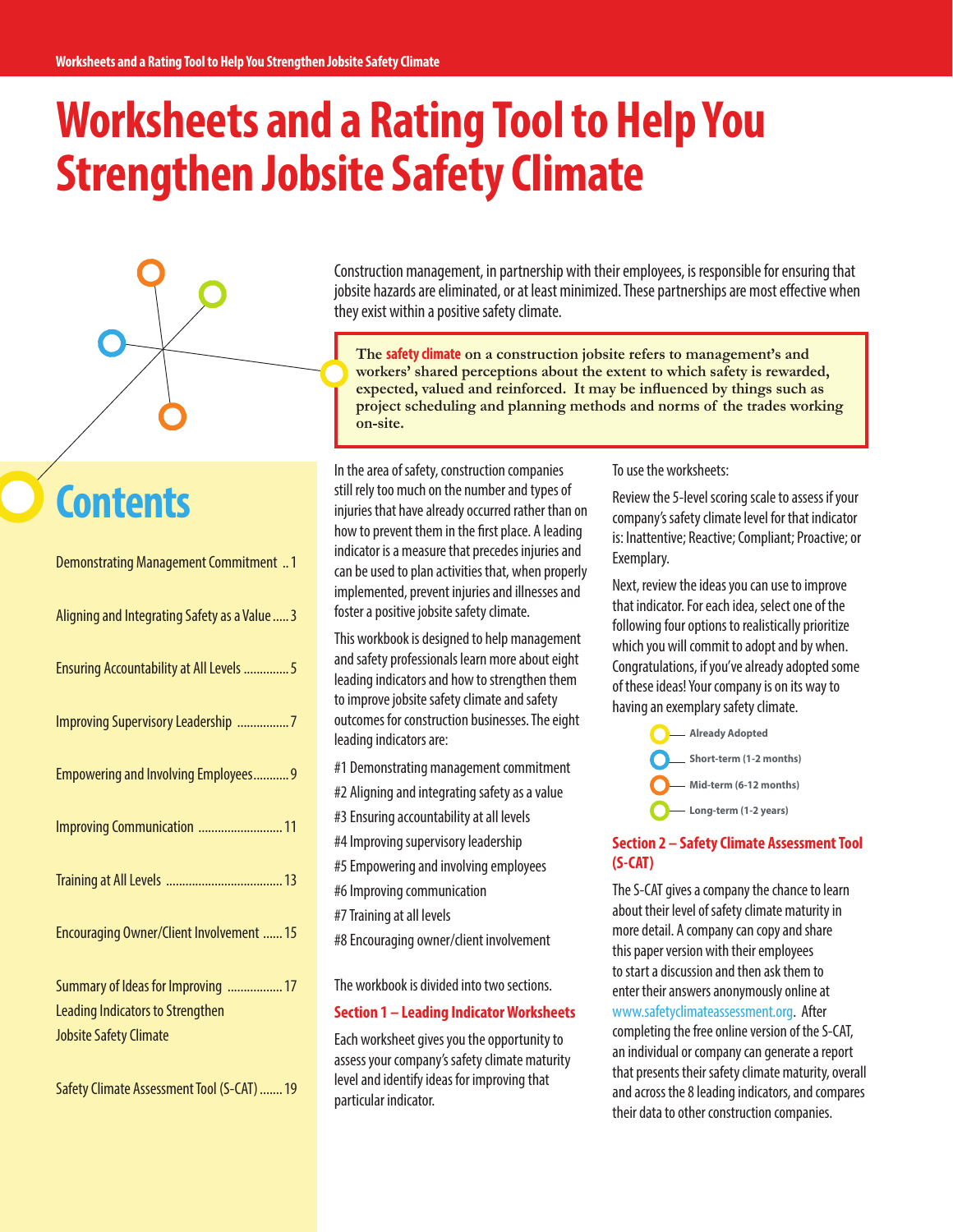# Worksheets and a Rating Tool to Help You Strengthen Jobsite Safety Climate

Construction management, in partnership with their employees, is responsible for ensuring that jobsite hazards are eliminated, or at least minimized. These partnerships are most effective when they exist within a positive safety climate.

> **The safety climate on a construction jobsite refers to management's and workers' shared perceptions about the extent to which safety is rewarded, expected, valued and reinforced. It may be influenced by things such as project scheduling and planning methods and norms of the trades working on-site.**

## Contents

| | |
|---|---|
| Demonstrating Management Commitment | 1 |
| Aligning and Integrating Safety as a Value | 3 |
| Ensuring Accountability at All Levels | 5 |
| Improving Supervisory Leadership | 7 |
| Empowering and Involving Employees | 9 |
| Improving Communication | 11 |
| Training at All Levels | 13 |
| Encouraging Owner/Client Involvement | 15 |
| Summary of Ideas for Improving Leading Indicators to Strengthen Jobsite Safety Climate | 17 |
| Safety Climate Assessment Tool (S-CAT) | 19 |

In the area of safety, construction companies still rely too much on the number and types of injuries that have already occurred rather than on how to prevent them in the first place. A leading indicator is a measure that precedes injuries and can be used to plan activities that, when properly implemented, prevent injuries and illnesses and foster a positive jobsite safety climate.

This workbook is designed to help management and safety professionals learn more about eight leading indicators and how to strengthen them to improve jobsite safety climate and safety outcomes for construction businesses. The eight leading indicators are:

#1 Demonstrating management commitment
#2 Aligning and integrating safety as a value
#3 Ensuring accountability at all levels
#4 Improving supervisory leadership
#5 Empowering and involving employees
#6 Improving communication
#7 Training at all levels
#8 Encouraging owner/client involvement

The workbook is divided into two sections.

### Section 1 – Leading Indicator Worksheets

Each worksheet gives you the opportunity to assess your company's safety climate maturity level and identify ideas for improving that particular indicator.

To use the worksheets:

Review the 5-level scoring scale to assess if your company's safety climate level for that indicator is: Inattentive; Reactive; Compliant; Proactive; or Exemplary.

Next, review the ideas you can use to improve that indicator. For each idea, select one of the following four options to realistically prioritize which you will commit to adopt and by when. Congratulations, if you've already adopted some of these ideas! Your company is on its way to having an exemplary safety climate.

- Already Adopted
- Short-term (1-2 months)
- Mid-term (6-12 months)
- Long-term (1-2 years)

### Section 2 – Safety Climate Assessment Tool (S-CAT)

The S-CAT gives a company the chance to learn about their level of safety climate maturity in more detail. A company can copy and share this paper version with their employees to start a discussion and then ask them to enter their answers anonymously online at www.safetyclimateassessment.org. After completing the free online version of the S-CAT, an individual or company can generate a report that presents their safety climate maturity, overall and across the 8 leading indicators, and compares their data to other construction companies.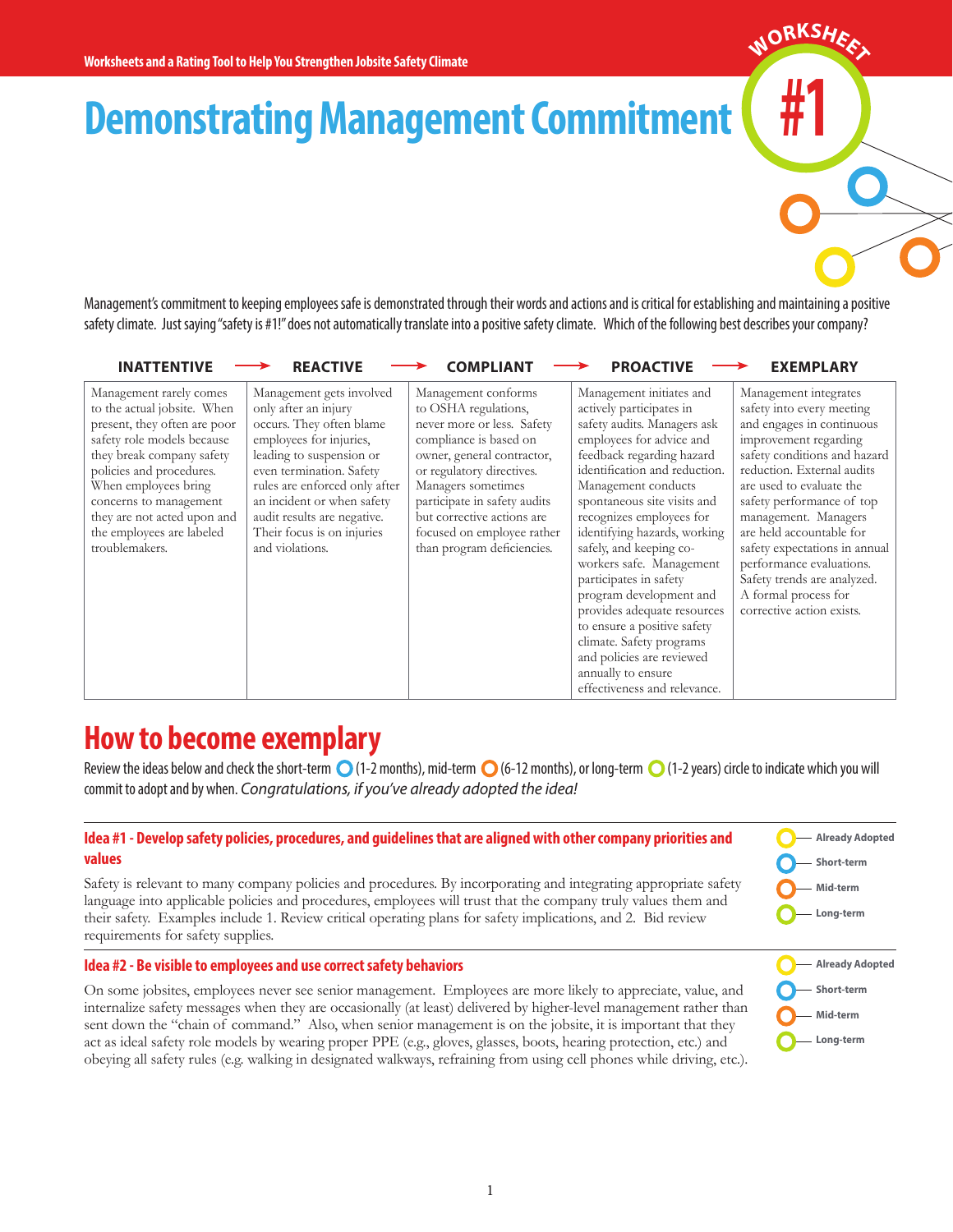# Demonstrating Management Commitment

WORKSHEET #1

Management's commitment to keeping employees safe is demonstrated through their words and actions and is critical for establishing and maintaining a positive safety climate. Just saying "safety is #1!" does not automatically translate into a positive safety climate. Which of the following best describes your company?

| INATTENTIVE → | REACTIVE → | COMPLIANT → | PROACTIVE → | EXEMPLARY |
|---|---|---|---|---|
| Management rarely comes to the actual jobsite. When present, they often are poor safety role models because they break company safety policies and procedures. When employees bring concerns to management they are not acted upon and the employees are labeled troublemakers. | Management gets involved only after an injury occurs. They often blame employees for injuries, leading to suspension or even termination. Safety rules are enforced only after an incident or when safety audit results are negative. Their focus is on injuries and violations. | Management conforms to OSHA regulations, never more or less. Safety compliance is based on owner, general contractor, or regulatory directives. Managers sometimes participate in safety audits but corrective actions are focused on employee rather than program deficiencies. | Management initiates and actively participates in safety audits. Managers ask employees for advice and feedback regarding hazard identification and reduction. Management conducts spontaneous site visits and recognizes employees for identifying hazards, working safely, and keeping co-workers safe. Management participates in safety program development and provides adequate resources to ensure a positive safety climate. Safety programs and policies are reviewed annually to ensure effectiveness and relevance. | Management integrates safety into every meeting and engages in continuous improvement regarding safety conditions and hazard reduction. External audits are used to evaluate the safety performance of top management. Managers are held accountable for safety expectations in annual performance evaluations. Safety trends are analyzed. A formal process for corrective action exists. |

## How to become exemplary

Review the ideas below and check the short-term (1-2 months), mid-term (6-12 months), or long-term (1-2 years) circle to indicate which you will commit to adopt and by when. *Congratulations, if you've already adopted the idea!*

### Idea #1 - Develop safety policies, procedures, and guidelines that are aligned with other company priorities and values

Safety is relevant to many company policies and procedures. By incorporating and integrating appropriate safety language into applicable policies and procedures, employees will trust that the company truly values them and their safety. Examples include 1. Review critical operating plans for safety implications, and 2. Bid review requirements for safety supplies.

- Already Adopted
- Short-term
- Mid-term
- Long-term

### Idea #2 - Be visible to employees and use correct safety behaviors

On some jobsites, employees never see senior management. Employees are more likely to appreciate, value, and internalize safety messages when they are occasionally (at least) delivered by higher-level management rather than sent down the "chain of command." Also, when senior management is on the jobsite, it is important that they act as ideal safety role models by wearing proper PPE (e.g., gloves, glasses, boots, hearing protection, etc.) and obeying all safety rules (e.g. walking in designated walkways, refraining from using cell phones while driving, etc.).

- Already Adopted
- Short-term
- Mid-term
- Long-term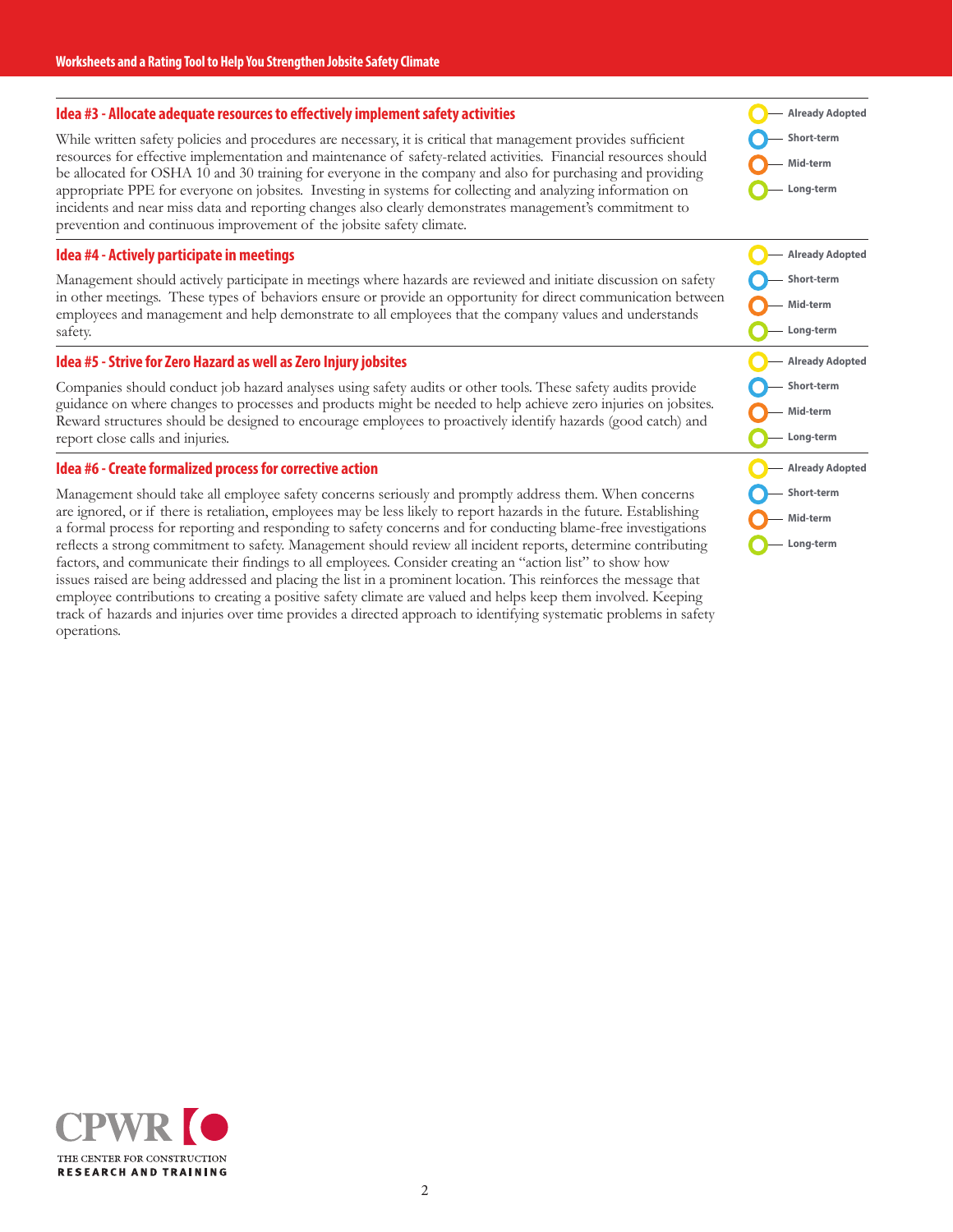## Idea #3 - Allocate adequate resources to effectively implement safety activities

While written safety policies and procedures are necessary, it is critical that management provides sufficient resources for effective implementation and maintenance of safety-related activities. Financial resources should be allocated for OSHA 10 and 30 training for everyone in the company and also for purchasing and providing appropriate PPE for everyone on jobsites. Investing in systems for collecting and analyzing information on incidents and near miss data and reporting changes also clearly demonstrates management's commitment to prevention and continuous improvement of the jobsite safety climate.

- Already Adopted
- Short-term
- Mid-term
- Long-term

## Idea #4 - Actively participate in meetings

Management should actively participate in meetings where hazards are reviewed and initiate discussion on safety in other meetings. These types of behaviors ensure or provide an opportunity for direct communication between employees and management and help demonstrate to all employees that the company values and understands safety.

- Already Adopted
- Short-term
- Mid-term
- Long-term

## Idea #5 - Strive for Zero Hazard as well as Zero Injury jobsites

Companies should conduct job hazard analyses using safety audits or other tools. These safety audits provide guidance on where changes to processes and products might be needed to help achieve zero injuries on jobsites. Reward structures should be designed to encourage employees to proactively identify hazards (good catch) and report close calls and injuries.

- Already Adopted
- Short-term
- Mid-term
- Long-term

## Idea #6 - Create formalized process for corrective action

Management should take all employee safety concerns seriously and promptly address them. When concerns are ignored, or if there is retaliation, employees may be less likely to report hazards in the future. Establishing a formal process for reporting and responding to safety concerns and for conducting blame-free investigations reflects a strong commitment to safety. Management should review all incident reports, determine contributing factors, and communicate their findings to all employees. Consider creating an "action list" to show how issues raised are being addressed and placing the list in a prominent location. This reinforces the message that employee contributions to creating a positive safety climate are valued and helps keep them involved. Keeping track of hazards and injuries over time provides a directed approach to identifying systematic problems in safety operations.

- Already Adopted
- Short-term
- Mid-term
- Long-term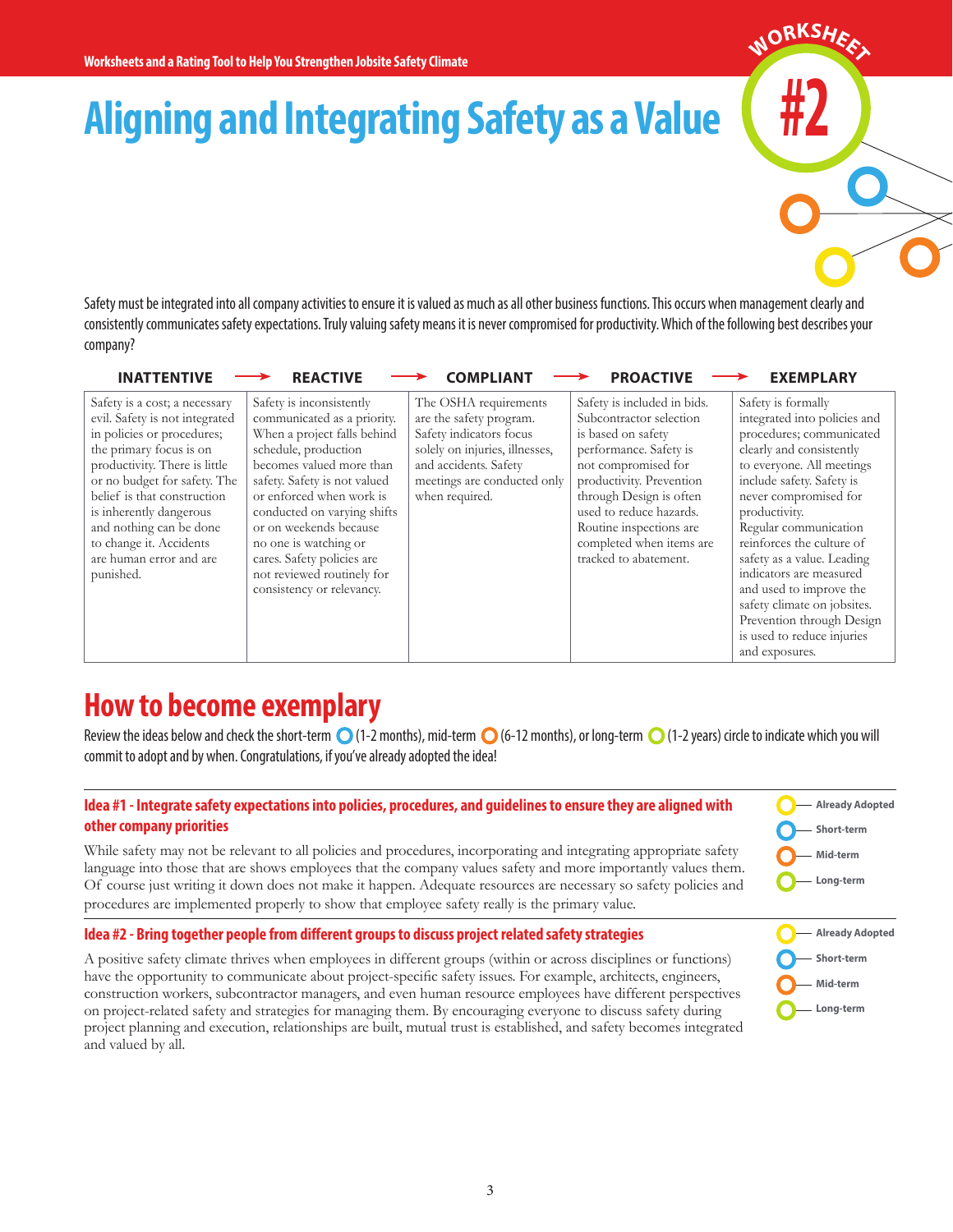# Aligning and Integrating Safety as a Value

WORKSHEET #2

Safety must be integrated into all company activities to ensure it is valued as much as all other business functions. This occurs when management clearly and consistently communicates safety expectations. Truly valuing safety means it is never compromised for productivity. Which of the following best describes your company?

| INATTENTIVE → | REACTIVE → | COMPLIANT → | PROACTIVE → | EXEMPLARY |
|---|---|---|---|---|
| Safety is a cost; a necessary evil. Safety is not integrated in policies or procedures; the primary focus is on productivity. There is little or no budget for safety. The belief is that construction is inherently dangerous and nothing can be done to change it. Accidents are human error and are punished. | Safety is inconsistently communicated as a priority. When a project falls behind schedule, production becomes valued more than safety. Safety is not valued or enforced when work is conducted on varying shifts or on weekends because no one is watching or cares. Safety policies are not reviewed routinely for consistency or relevancy. | The OSHA requirements are the safety program. Safety indicators focus solely on injuries, illnesses, and accidents. Safety meetings are conducted only when required. | Safety is included in bids. Subcontractor selection is based on safety performance. Safety is not compromised for productivity. Prevention through Design is often used to reduce hazards. Routine inspections are completed when items are tracked to abatement. | Safety is formally integrated into policies and procedures; communicated clearly and consistently to everyone. All meetings include safety. Safety is never compromised for productivity. Regular communication reinforces the culture of safety as a value. Leading indicators are measured and used to improve the safety climate on jobsites. Prevention through Design is used to reduce injuries and exposures. |

## How to become exemplary

Review the ideas below and check the short-term ○ (1-2 months), mid-term ○ (6-12 months), or long-term ○ (1-2 years) circle to indicate which you will commit to adopt and by when. Congratulations, if you've already adopted the idea!

### Idea #1 - Integrate safety expectations into policies, procedures, and guidelines to ensure they are aligned with other company priorities

While safety may not be relevant to all policies and procedures, incorporating and integrating appropriate safety language into those that are shows employees that the company values safety and more importantly values them. Of course just writing it down does not make it happen. Adequate resources are necessary so safety policies and procedures are implemented properly to show that employee safety really is the primary value.

- ○ Already Adopted
- ○ Short-term
- ○ Mid-term
- ○ Long-term

### Idea #2 - Bring together people from different groups to discuss project related safety strategies

A positive safety climate thrives when employees in different groups (within or across disciplines or functions) have the opportunity to communicate about project-specific safety issues. For example, architects, engineers, construction workers, subcontractor managers, and even human resource employees have different perspectives on project-related safety and strategies for managing them. By encouraging everyone to discuss safety during project planning and execution, relationships are built, mutual trust is established, and safety becomes integrated and valued by all.

- ○ Already Adopted
- ○ Short-term
- ○ Mid-term
- ○ Long-term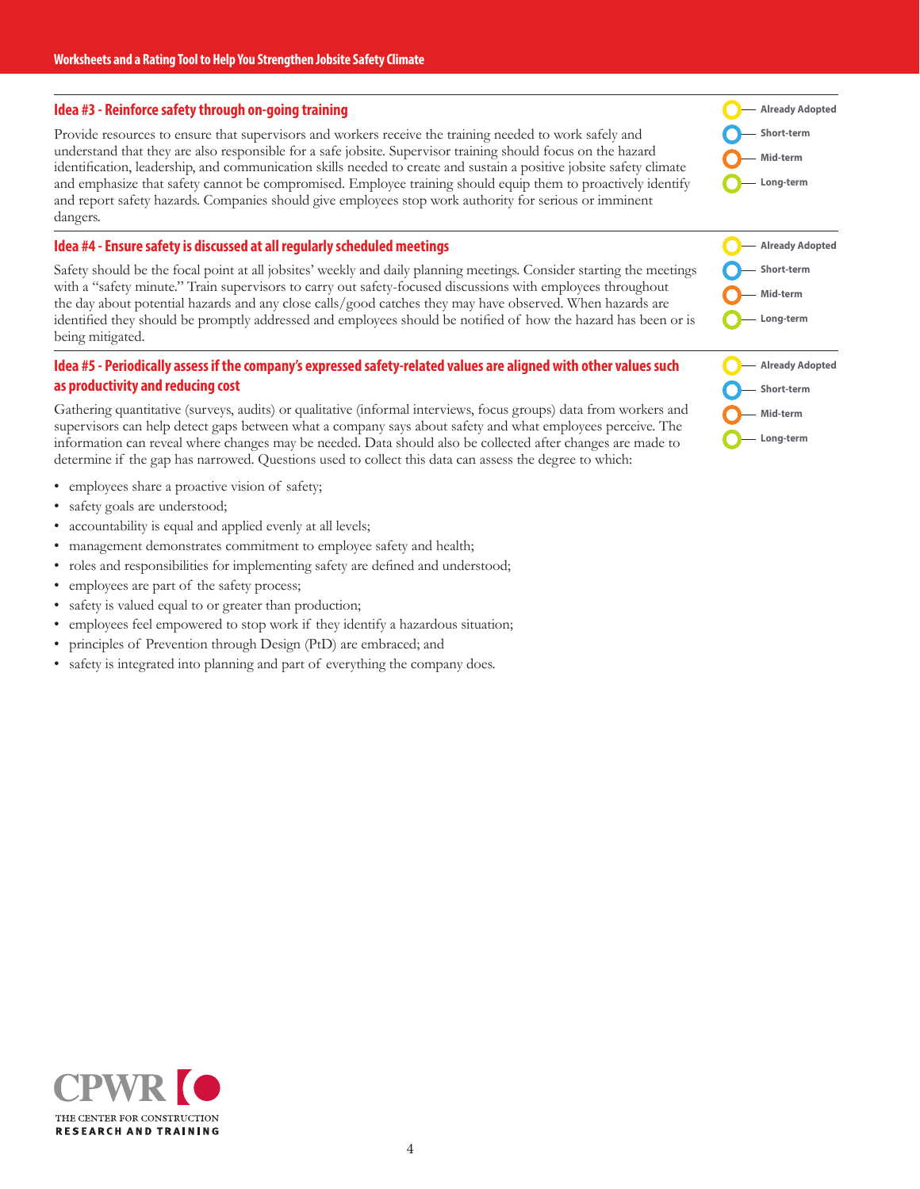## Idea #3 - Reinforce safety through on-going training

Provide resources to ensure that supervisors and workers receive the training needed to work safely and understand that they are also responsible for a safe jobsite. Supervisor training should focus on the hazard identification, leadership, and communication skills needed to create and sustain a positive jobsite safety climate and emphasize that safety cannot be compromised. Employee training should equip them to proactively identify and report safety hazards. Companies should give employees stop work authority for serious or imminent dangers.

- Already Adopted
- Short-term
- Mid-term
- Long-term

## Idea #4 - Ensure safety is discussed at all regularly scheduled meetings

Safety should be the focal point at all jobsites' weekly and daily planning meetings. Consider starting the meetings with a "safety minute." Train supervisors to carry out safety-focused discussions with employees throughout the day about potential hazards and any close calls/good catches they may have observed. When hazards are identified they should be promptly addressed and employees should be notified of how the hazard has been or is being mitigated.

- Already Adopted
- Short-term
- Mid-term
- Long-term

## Idea #5 - Periodically assess if the company's expressed safety-related values are aligned with other values such as productivity and reducing cost

Gathering quantitative (surveys, audits) or qualitative (informal interviews, focus groups) data from workers and supervisors can help detect gaps between what a company says about safety and what employees perceive. The information can reveal where changes may be needed. Data should also be collected after changes are made to determine if the gap has narrowed. Questions used to collect this data can assess the degree to which:

- employees share a proactive vision of safety;
- safety goals are understood;
- accountability is equal and applied evenly at all levels;
- management demonstrates commitment to employee safety and health;
- roles and responsibilities for implementing safety are defined and understood;
- employees are part of the safety process;
- safety is valued equal to or greater than production;
- employees feel empowered to stop work if they identify a hazardous situation;
- principles of Prevention through Design (PtD) are embraced; and
- safety is integrated into planning and part of everything the company does.

- Already Adopted
- Short-term
- Mid-term
- Long-term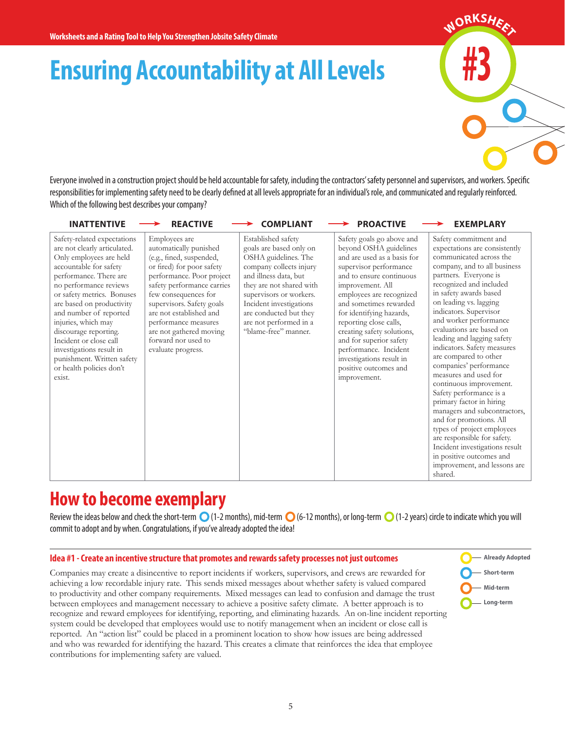# Ensuring Accountability at All Levels

WORKSHEET #3

Everyone involved in a construction project should be held accountable for safety, including the contractors' safety personnel and supervisors, and workers. Specific responsibilities for implementing safety need to be clearly defined at all levels appropriate for an individual's role, and communicated and regularly reinforced. Which of the following best describes your company?

| INATTENTIVE | REACTIVE | COMPLIANT | PROACTIVE | EXEMPLARY |
|---|---|---|---|---|
| Safety-related expectations are not clearly articulated. Only employees are held accountable for safety performance. There are no performance reviews or safety metrics. Bonuses are based on productivity and number of reported injuries, which may discourage reporting. Incident or close call investigations result in punishment. Written safety or health policies don't exist. | Employees are automatically punished (e.g., fined, suspended, or fired) for poor safety performance. Poor project safety performance carries few consequences for supervisors. Safety goals are not established and performance measures are not gathered moving forward nor used to evaluate progress. | Established safety goals are based only on OSHA guidelines. The company collects injury and illness data, but they are not shared with supervisors or workers. Incident investigations are conducted but they are not performed in a "blame-free" manner. | Safety goals go above and beyond OSHA guidelines and are used as a basis for supervisor performance and to ensure continuous improvement. All employees are recognized and sometimes rewarded for identifying hazards, reporting close calls, creating safety solutions, and for superior safety performance. Incident investigations result in positive outcomes and improvement. | Safety commitment and expectations are consistently communicated across the company, and to all business partners. Everyone is recognized and included in safety awards based on leading vs. lagging indicators. Supervisor and worker performance evaluations are based on leading and lagging safety indicators. Safety measures are compared to other companies' performance measures and used for continuous improvement. Safety performance is a primary factor in hiring managers and subcontractors, and for promotions. All types of project employees are responsible for safety. Incident investigations result in positive outcomes and improvement, and lessons are shared. |

## How to become exemplary

Review the ideas below and check the short-term ◯ (1-2 months), mid-term ◯ (6-12 months), or long-term ◯ (1-2 years) circle to indicate which you will commit to adopt and by when. Congratulations, if you've already adopted the idea!

### Idea #1 - Create an incentive structure that promotes and rewards safety processes not just outcomes

◯ Already Adopted
◯ Short-term
◯ Mid-term
◯ Long-term

Companies may create a disincentive to report incidents if workers, supervisors, and crews are rewarded for achieving a low recordable injury rate. This sends mixed messages about whether safety is valued compared to productivity and other company requirements. Mixed messages can lead to confusion and damage the trust between employees and management necessary to achieve a positive safety climate. A better approach is to recognize and reward employees for identifying, reporting, and eliminating hazards. An on-line incident reporting system could be developed that employees would use to notify management when an incident or close call is reported. An "action list" could be placed in a prominent location to show how issues are being addressed and who was rewarded for identifying the hazard. This creates a climate that reinforces the idea that employee contributions for implementing safety are valued.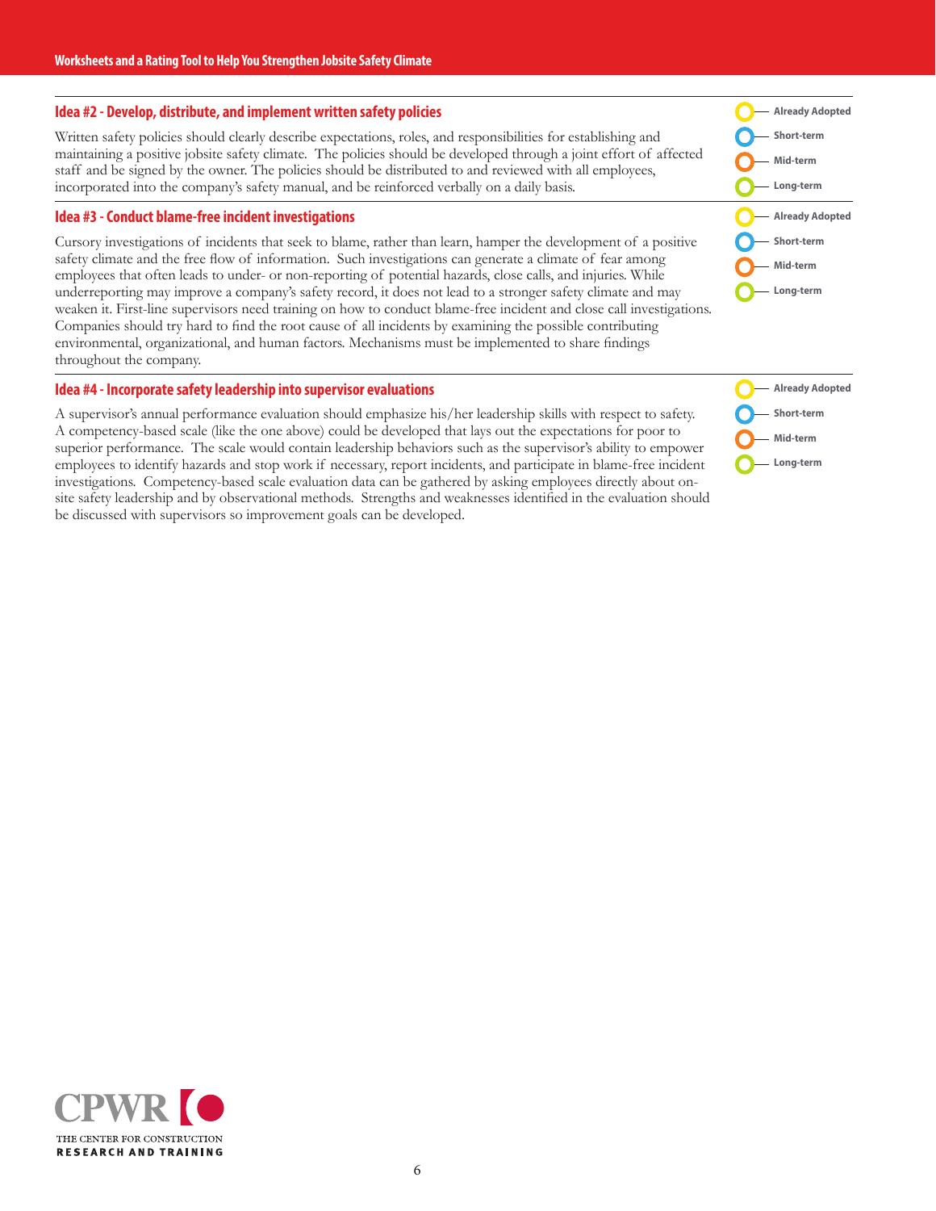## Idea #2 - Develop, distribute, and implement written safety policies

Written safety policies should clearly describe expectations, roles, and responsibilities for establishing and maintaining a positive jobsite safety climate. The policies should be developed through a joint effort of affected staff and be signed by the owner. The policies should be distributed to and reviewed with all employees, incorporated into the company's safety manual, and be reinforced verbally on a daily basis.

- Already Adopted
- Short-term
- Mid-term
- Long-term

## Idea #3 - Conduct blame-free incident investigations

Cursory investigations of incidents that seek to blame, rather than learn, hamper the development of a positive safety climate and the free flow of information. Such investigations can generate a climate of fear among employees that often leads to under- or non-reporting of potential hazards, close calls, and injuries. While underreporting may improve a company's safety record, it does not lead to a stronger safety climate and may weaken it. First-line supervisors need training on how to conduct blame-free incident and close call investigations. Companies should try hard to find the root cause of all incidents by examining the possible contributing environmental, organizational, and human factors. Mechanisms must be implemented to share findings throughout the company.

- Already Adopted
- Short-term
- Mid-term
- Long-term

## Idea #4 - Incorporate safety leadership into supervisor evaluations

A supervisor's annual performance evaluation should emphasize his/her leadership skills with respect to safety. A competency-based scale (like the one above) could be developed that lays out the expectations for poor to superior performance. The scale would contain leadership behaviors such as the supervisor's ability to empower employees to identify hazards and stop work if necessary, report incidents, and participate in blame-free incident investigations. Competency-based scale evaluation data can be gathered by asking employees directly about on-site safety leadership and by observational methods. Strengths and weaknesses identified in the evaluation should be discussed with supervisors so improvement goals can be developed.

- Already Adopted
- Short-term
- Mid-term
- Long-term

CPWR — THE CENTER FOR CONSTRUCTION RESEARCH AND TRAINING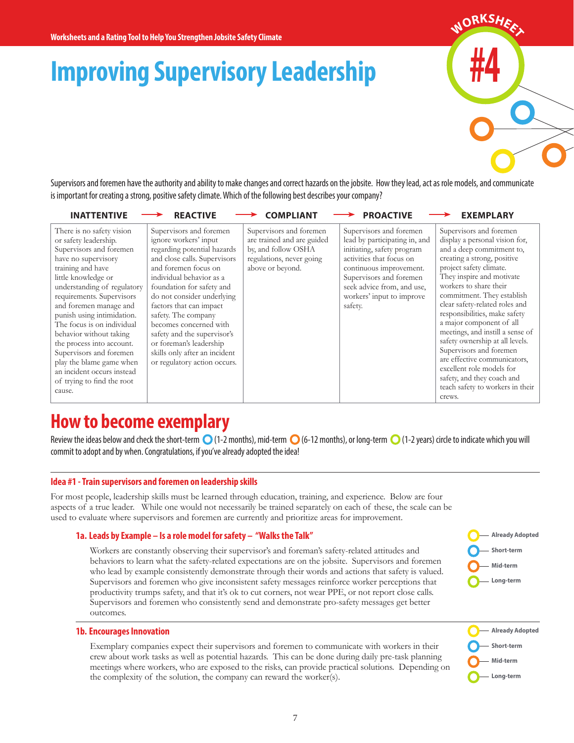# Improving Supervisory Leadership

WORKSHEET #4

Supervisors and foremen have the authority and ability to make changes and correct hazards on the jobsite. How they lead, act as role models, and communicate is important for creating a strong, positive safety climate. Which of the following best describes your company?

| INATTENTIVE → | REACTIVE → | COMPLIANT → | PROACTIVE → | EXEMPLARY |
|---|---|---|---|---|
| There is no safety vision or safety leadership. Supervisors and foremen have no supervisory training and have little knowledge or understanding of regulatory requirements. Supervisors and foremen manage and punish using intimidation. The focus is on individual behavior without taking the process into account. Supervisors and foremen play the blame game when an incident occurs instead of trying to find the root cause. | Supervisors and foremen ignore workers' input regarding potential hazards and close calls. Supervisors and foremen focus on individual behavior as a foundation for safety and do not consider underlying factors that can impact safety. The company becomes concerned with safety and the supervisor's or foreman's leadership skills only after an incident or regulatory action occurs. | Supervisors and foremen are trained and are guided by, and follow OSHA regulations, never going above or beyond. | Supervisors and foremen lead by participating in, and initiating, safety program activities that focus on continuous improvement. Supervisors and foremen seek advice from, and use, workers' input to improve safety. | Supervisors and foremen display a personal vision for, and a deep commitment to, creating a strong, positive project safety climate. They inspire and motivate workers to share their commitment. They establish clear safety-related roles and responsibilities, make safety a major component of all meetings, and instill a sense of safety ownership at all levels. Supervisors and foremen are effective communicators, excellent role models for safety, and they coach and teach safety to workers in their crews. |

## How to become exemplary

Review the ideas below and check the short-term ◯ (1-2 months), mid-term ◯ (6-12 months), or long-term ◯ (1-2 years) circle to indicate which you will commit to adopt and by when. Congratulations, if you've already adopted the idea!

### Idea #1 - Train supervisors and foremen on leadership skills

For most people, leadership skills must be learned through education, training, and experience. Below are four aspects of a true leader. While one would not necessarily be trained separately on each of these, the scale can be used to evaluate where supervisors and foremen are currently and prioritize areas for improvement.

#### 1a. Leads by Example – Is a role model for safety – "Walks the Talk"

Workers are constantly observing their supervisor's and foreman's safety-related attitudes and behaviors to learn what the safety-related expectations are on the jobsite. Supervisors and foremen who lead by example consistently demonstrate through their words and actions that safety is valued. Supervisors and foremen who give inconsistent safety messages reinforce worker perceptions that productivity trumps safety, and that it's ok to cut corners, not wear PPE, or not report close calls. Supervisors and foremen who consistently send and demonstrate pro-safety messages get better outcomes.

◯ Already Adopted
◯ Short-term
◯ Mid-term
◯ Long-term

#### 1b. Encourages Innovation

Exemplary companies expect their supervisors and foremen to communicate with workers in their crew about work tasks as well as potential hazards. This can be done during daily pre-task planning meetings where workers, who are exposed to the risks, can provide practical solutions. Depending on the complexity of the solution, the company can reward the worker(s).

◯ Already Adopted
◯ Short-term
◯ Mid-term
◯ Long-term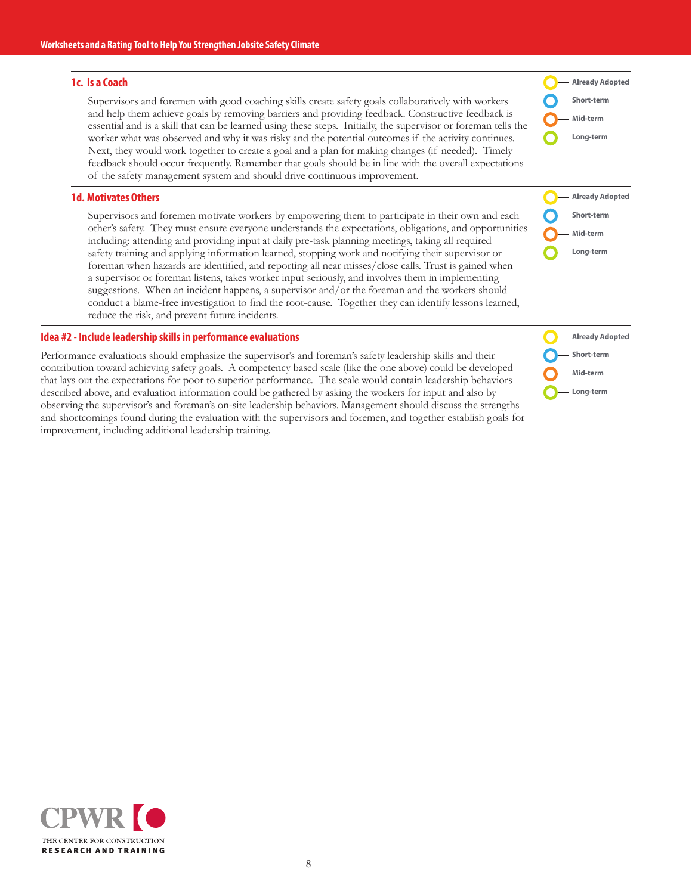### 1c. Is a Coach

Supervisors and foremen with good coaching skills create safety goals collaboratively with workers and help them achieve goals by removing barriers and providing feedback. Constructive feedback is essential and is a skill that can be learned using these steps. Initially, the supervisor or foreman tells the worker what was observed and why it was risky and the potential outcomes if the activity continues. Next, they would work together to create a goal and a plan for making changes (if needed). Timely feedback should occur frequently. Remember that goals should be in line with the overall expectations of the safety management system and should drive continuous improvement.

- Already Adopted
- Short-term
- Mid-term
- Long-term

### 1d. Motivates Others

Supervisors and foremen motivate workers by empowering them to participate in their own and each other's safety. They must ensure everyone understands the expectations, obligations, and opportunities including: attending and providing input at daily pre-task planning meetings, taking all required safety training and applying information learned, stopping work and notifying their supervisor or foreman when hazards are identified, and reporting all near misses/close calls. Trust is gained when a supervisor or foreman listens, takes worker input seriously, and involves them in implementing suggestions. When an incident happens, a supervisor and/or the foreman and the workers should conduct a blame-free investigation to find the root-cause. Together they can identify lessons learned, reduce the risk, and prevent future incidents.

- Already Adopted
- Short-term
- Mid-term
- Long-term

## Idea #2 - Include leadership skills in performance evaluations

Performance evaluations should emphasize the supervisor's and foreman's safety leadership skills and their contribution toward achieving safety goals. A competency based scale (like the one above) could be developed that lays out the expectations for poor to superior performance. The scale would contain leadership behaviors described above, and evaluation information could be gathered by asking the workers for input and also by observing the supervisor's and foreman's on-site leadership behaviors. Management should discuss the strengths and shortcomings found during the evaluation with the supervisors and foremen, and together establish goals for improvement, including additional leadership training.

- Already Adopted
- Short-term
- Mid-term
- Long-term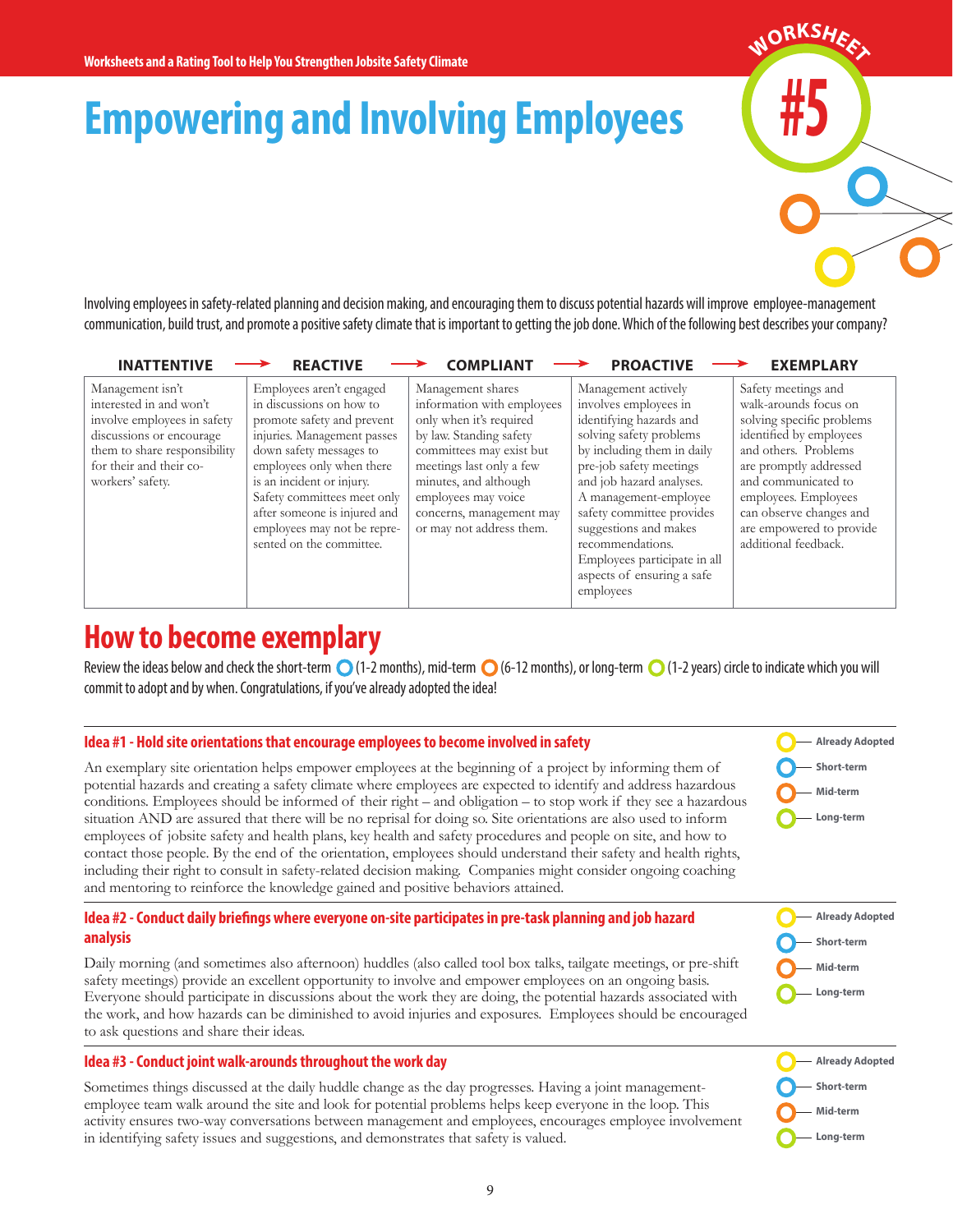# Empowering and Involving Employees

WORKSHEET #5

Involving employees in safety-related planning and decision making, and encouraging them to discuss potential hazards will improve employee-management communication, build trust, and promote a positive safety climate that is important to getting the job done. Which of the following best describes your company?

| INATTENTIVE → | REACTIVE → | COMPLIANT → | PROACTIVE → | EXEMPLARY |
|---|---|---|---|---|
| Management isn't interested in and won't involve employees in safety discussions or encourage them to share responsibility for their and their co-workers' safety. | Employees aren't engaged in discussions on how to promote safety and prevent injuries. Management passes down safety messages to employees only when there is an incident or injury. Safety committees meet only after someone is injured and employees may not be represented on the committee. | Management shares information with employees only when it's required by law. Standing safety committees may exist but meetings last only a few minutes, and although employees may voice concerns, management may or may not address them. | Management actively involves employees in identifying hazards and solving safety problems by including them in daily pre-job safety meetings and job hazard analyses. A management-employee safety committee provides suggestions and makes recommendations. Employees participate in all aspects of ensuring a safe employees | Safety meetings and walk-arounds focus on solving specific problems identified by employees and others. Problems are promptly addressed and communicated to employees. Employees can observe changes and are empowered to provide additional feedback. |

## How to become exemplary

Review the ideas below and check the short-term ○ (1-2 months), mid-term ○ (6-12 months), or long-term ○ (1-2 years) circle to indicate which you will commit to adopt and by when. Congratulations, if you've already adopted the idea!

### Idea #1 - Hold site orientations that encourage employees to become involved in safety

○ Already Adopted
○ Short-term
○ Mid-term
○ Long-term

An exemplary site orientation helps empower employees at the beginning of a project by informing them of potential hazards and creating a safety climate where employees are expected to identify and address hazardous conditions. Employees should be informed of their right – and obligation – to stop work if they see a hazardous situation AND are assured that there will be no reprisal for doing so. Site orientations are also used to inform employees of jobsite safety and health plans, key health and safety procedures and people on site, and how to contact those people. By the end of the orientation, employees should understand their safety and health rights, including their right to consult in safety-related decision making. Companies might consider ongoing coaching and mentoring to reinforce the knowledge gained and positive behaviors attained.

### Idea #2 - Conduct daily briefings where everyone on-site participates in pre-task planning and job hazard analysis

○ Already Adopted
○ Short-term
○ Mid-term
○ Long-term

Daily morning (and sometimes also afternoon) huddles (also called tool box talks, tailgate meetings, or pre-shift safety meetings) provide an excellent opportunity to involve and empower employees on an ongoing basis. Everyone should participate in discussions about the work they are doing, the potential hazards associated with the work, and how hazards can be diminished to avoid injuries and exposures. Employees should be encouraged to ask questions and share their ideas.

### Idea #3 - Conduct joint walk-arounds throughout the work day

○ Already Adopted
○ Short-term
○ Mid-term
○ Long-term

Sometimes things discussed at the daily huddle change as the day progresses. Having a joint management-employee team walk around the site and look for potential problems helps keep everyone in the loop. This activity ensures two-way conversations between management and employees, encourages employee involvement in identifying safety issues and suggestions, and demonstrates that safety is valued.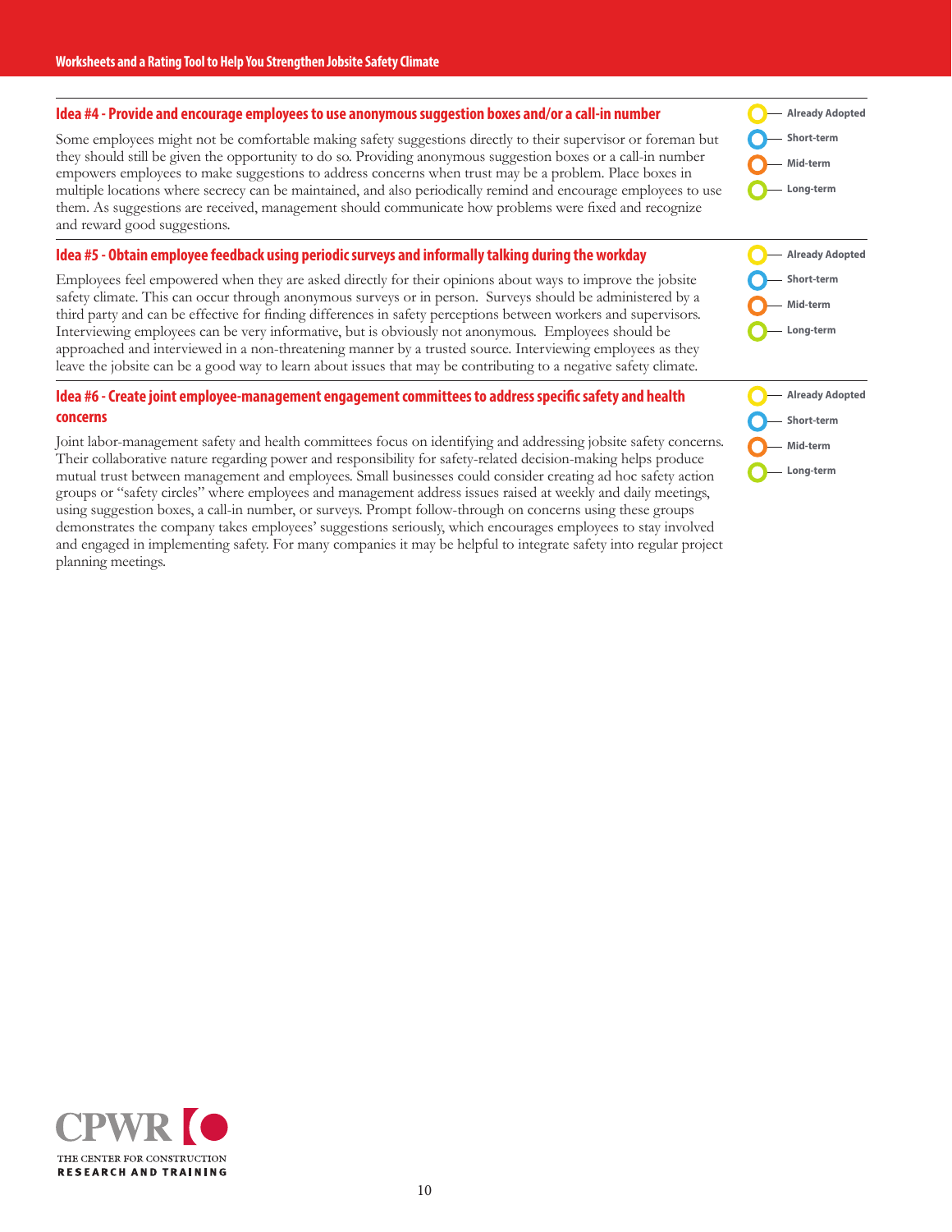## Idea #4 - Provide and encourage employees to use anonymous suggestion boxes and/or a call-in number

Some employees might not be comfortable making safety suggestions directly to their supervisor or foreman but they should still be given the opportunity to do so. Providing anonymous suggestion boxes or a call-in number empowers employees to make suggestions to address concerns when trust may be a problem. Place boxes in multiple locations where secrecy can be maintained, and also periodically remind and encourage employees to use them. As suggestions are received, management should communicate how problems were fixed and recognize and reward good suggestions.

- Already Adopted
- Short-term
- Mid-term
- Long-term

## Idea #5 - Obtain employee feedback using periodic surveys and informally talking during the workday

Employees feel empowered when they are asked directly for their opinions about ways to improve the jobsite safety climate. This can occur through anonymous surveys or in person. Surveys should be administered by a third party and can be effective for finding differences in safety perceptions between workers and supervisors. Interviewing employees can be very informative, but is obviously not anonymous. Employees should be approached and interviewed in a non-threatening manner by a trusted source. Interviewing employees as they leave the jobsite can be a good way to learn about issues that may be contributing to a negative safety climate.

- Already Adopted
- Short-term
- Mid-term
- Long-term

## Idea #6 - Create joint employee-management engagement committees to address specific safety and health concerns

Joint labor-management safety and health committees focus on identifying and addressing jobsite safety concerns. Their collaborative nature regarding power and responsibility for safety-related decision-making helps produce mutual trust between management and employees. Small businesses could consider creating ad hoc safety action groups or "safety circles" where employees and management address issues raised at weekly and daily meetings, using suggestion boxes, a call-in number, or surveys. Prompt follow-through on concerns using these groups demonstrates the company takes employees' suggestions seriously, which encourages employees to stay involved and engaged in implementing safety. For many companies it may be helpful to integrate safety into regular project planning meetings.

- Already Adopted
- Short-term
- Mid-term
- Long-term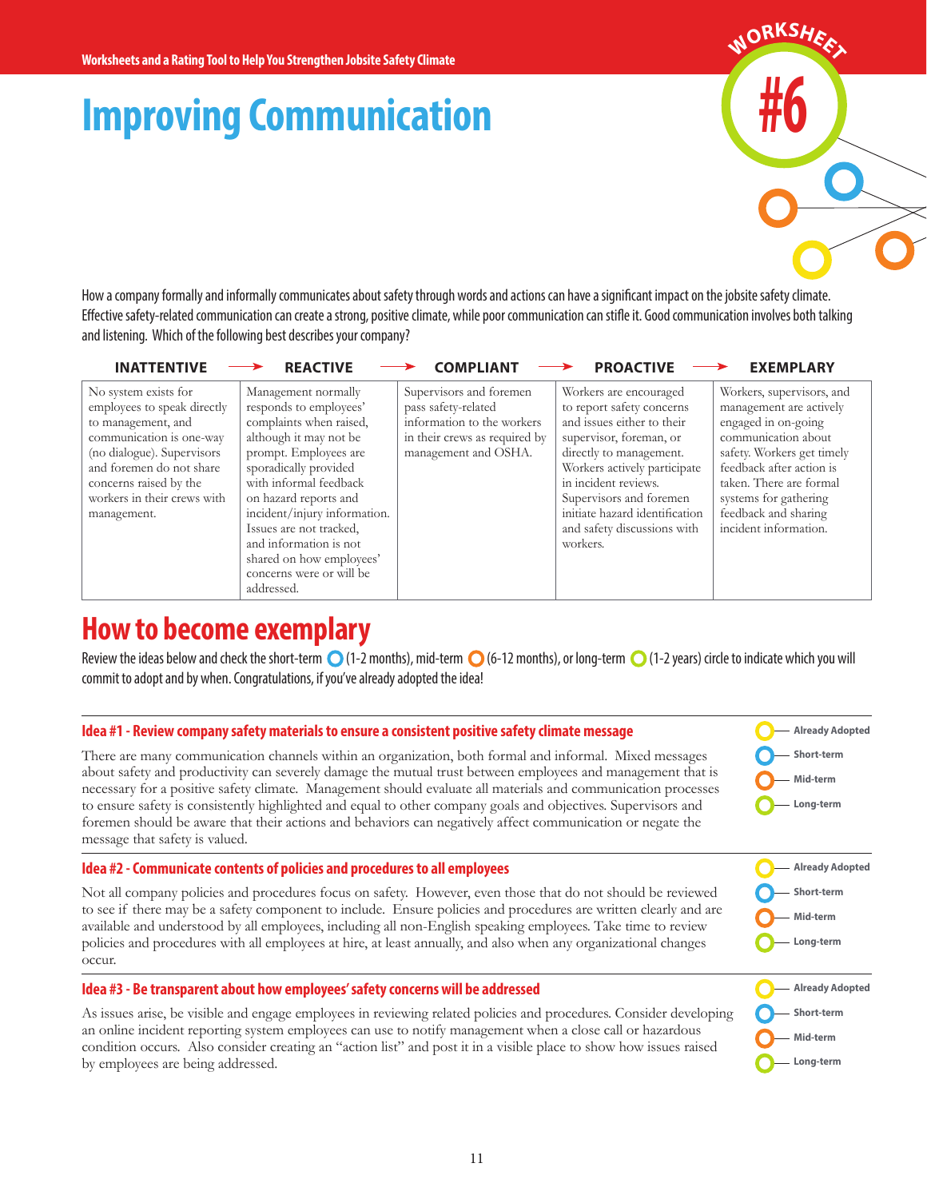# Improving Communication

WORKSHEET #6

How a company formally and informally communicates about safety through words and actions can have a significant impact on the jobsite safety climate. Effective safety-related communication can create a strong, positive climate, while poor communication can stifle it. Good communication involves both talking and listening. Which of the following best describes your company?

| INATTENTIVE → | REACTIVE → | COMPLIANT → | PROACTIVE → | EXEMPLARY |
|---|---|---|---|---|
| No system exists for employees to speak directly to management, and communication is one-way (no dialogue). Supervisors and foremen do not share concerns raised by the workers in their crews with management. | Management normally responds to employees' complaints when raised, although it may not be prompt. Employees are sporadically provided with informal feedback on hazard reports and incident/injury information. Issues are not tracked, and information is not shared on how employees' concerns were or will be addressed. | Supervisors and foremen pass safety-related information to the workers in their crews as required by management and OSHA. | Workers are encouraged to report safety concerns and issues either to their supervisor, foreman, or directly to management. Workers actively participate in incident reviews. Supervisors and foremen initiate hazard identification and safety discussions with workers. | Workers, supervisors, and management are actively engaged in on-going communication about safety. Workers get timely feedback after action is taken. There are formal systems for gathering feedback and sharing incident information. |

## How to become exemplary

Review the ideas below and check the short-term (1-2 months), mid-term (6-12 months), or long-term (1-2 years) circle to indicate which you will commit to adopt and by when. Congratulations, if you've already adopted the idea!

### Idea #1 - Review company safety materials to ensure a consistent positive safety climate message

There are many communication channels within an organization, both formal and informal. Mixed messages about safety and productivity can severely damage the mutual trust between employees and management that is necessary for a positive safety climate. Management should evaluate all materials and communication processes to ensure safety is consistently highlighted and equal to other company goals and objectives. Supervisors and foremen should be aware that their actions and behaviors can negatively affect communication or negate the message that safety is valued.

- ○ Already Adopted
- ○ Short-term
- ○ Mid-term
- ○ Long-term

### Idea #2 - Communicate contents of policies and procedures to all employees

Not all company policies and procedures focus on safety. However, even those that do not should be reviewed to see if there may be a safety component to include. Ensure policies and procedures are written clearly and are available and understood by all employees, including all non-English speaking employees. Take time to review policies and procedures with all employees at hire, at least annually, and also when any organizational changes occur.

- ○ Already Adopted
- ○ Short-term
- ○ Mid-term
- ○ Long-term

### Idea #3 - Be transparent about how employees' safety concerns will be addressed

As issues arise, be visible and engage employees in reviewing related policies and procedures. Consider developing an online incident reporting system employees can use to notify management when a close call or hazardous condition occurs. Also consider creating an "action list" and post it in a visible place to show how issues raised by employees are being addressed.

- ○ Already Adopted
- ○ Short-term
- ○ Mid-term
- ○ Long-term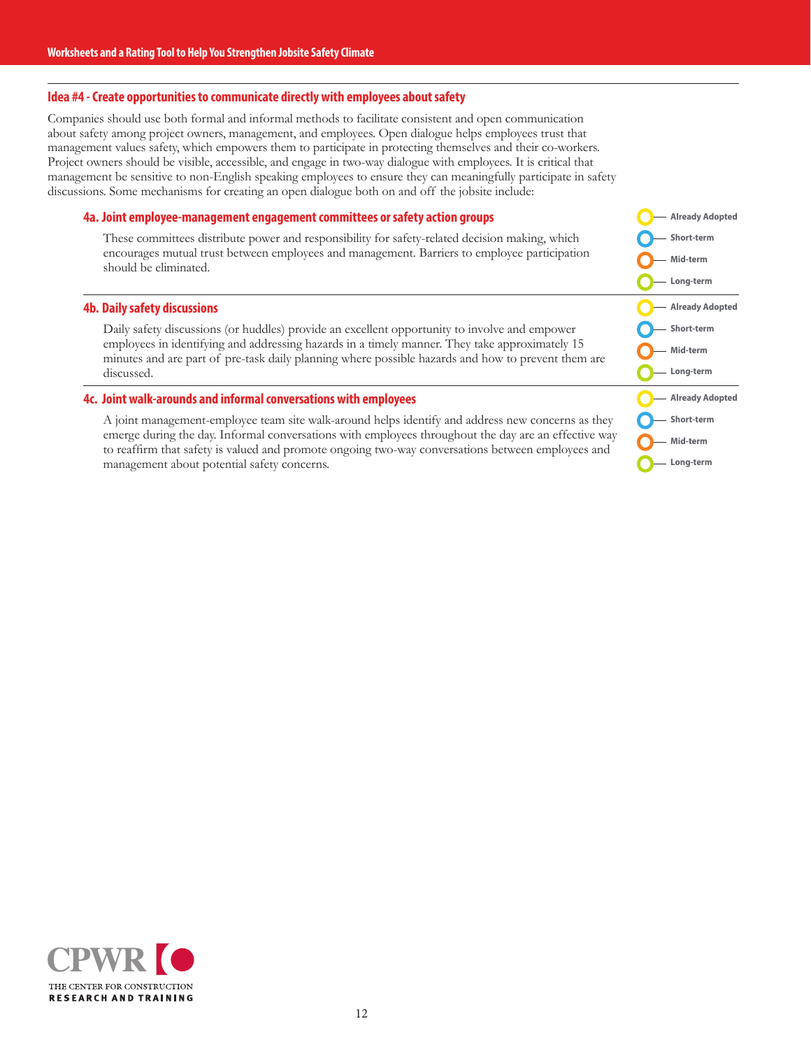## Idea #4 - Create opportunities to communicate directly with employees about safety

Companies should use both formal and informal methods to facilitate consistent and open communication about safety among project owners, management, and employees. Open dialogue helps employees trust that management values safety, which empowers them to participate in protecting themselves and their co-workers. Project owners should be visible, accessible, and engage in two-way dialogue with employees. It is critical that management be sensitive to non-English speaking employees to ensure they can meaningfully participate in safety discussions. Some mechanisms for creating an open dialogue both on and off the jobsite include:

### 4a. Joint employee-management engagement committees or safety action groups

These committees distribute power and responsibility for safety-related decision making, which encourages mutual trust between employees and management. Barriers to employee participation should be eliminated.

- Already Adopted
- Short-term
- Mid-term
- Long-term

### 4b. Daily safety discussions

Daily safety discussions (or huddles) provide an excellent opportunity to involve and empower employees in identifying and addressing hazards in a timely manner. They take approximately 15 minutes and are part of pre-task daily planning where possible hazards and how to prevent them are discussed.

- Already Adopted
- Short-term
- Mid-term
- Long-term

### 4c. Joint walk-arounds and informal conversations with employees

A joint management-employee team site walk-around helps identify and address new concerns as they emerge during the day. Informal conversations with employees throughout the day are an effective way to reaffirm that safety is valued and promote ongoing two-way conversations between employees and management about potential safety concerns.

- Already Adopted
- Short-term
- Mid-term
- Long-term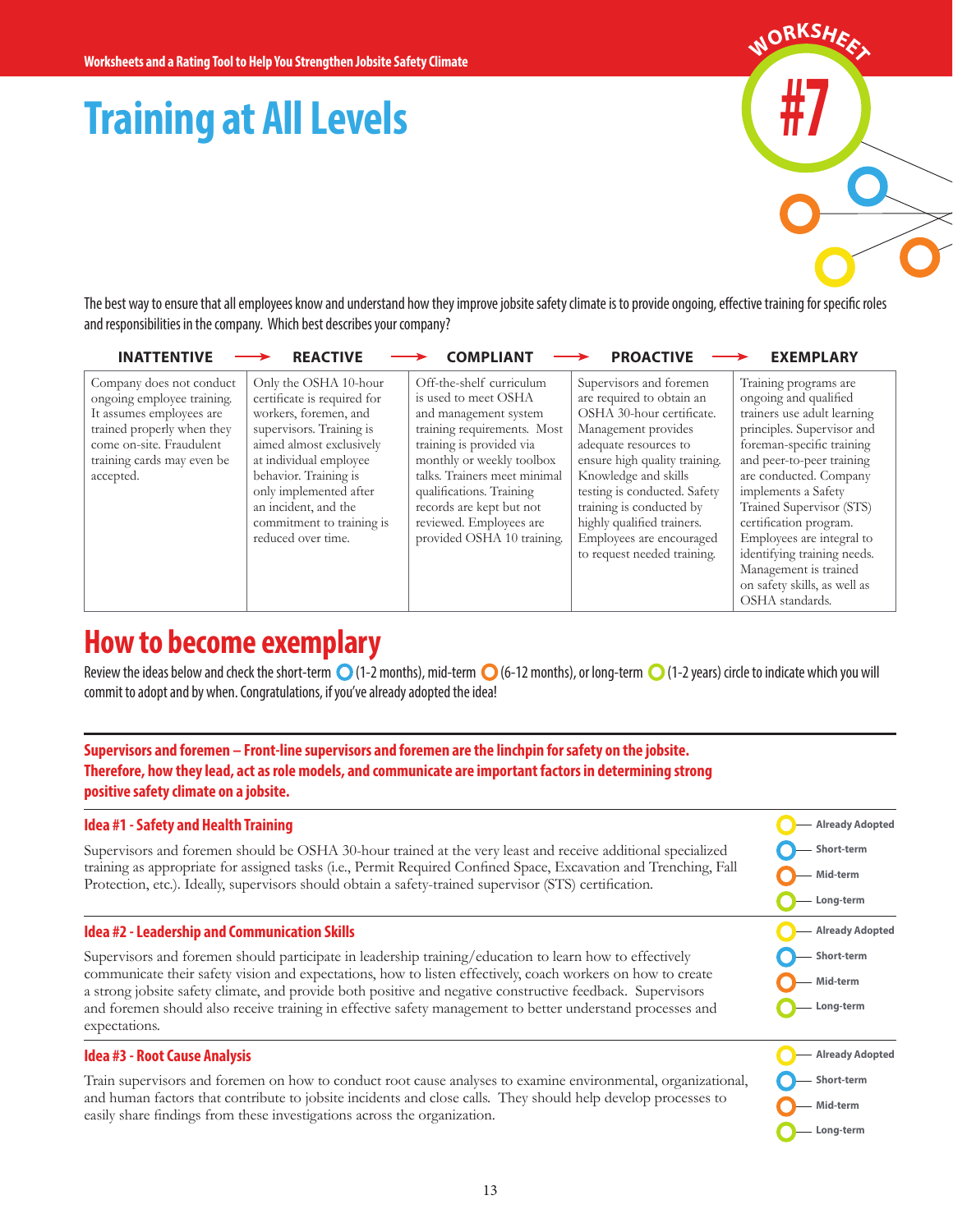# Training at All Levels

WORKSHEET #7

The best way to ensure that all employees know and understand how they improve jobsite safety climate is to provide ongoing, effective training for specific roles and responsibilities in the company. Which best describes your company?

| INATTENTIVE → | REACTIVE → | COMPLIANT → | PROACTIVE → | EXEMPLARY |
|---|---|---|---|---|
| Company does not conduct ongoing employee training. It assumes employees are trained properly when they come on-site. Fraudulent training cards may even be accepted. | Only the OSHA 10-hour certificate is required for workers, foremen, and supervisors. Training is aimed almost exclusively at individual employee behavior. Training is only implemented after an incident, and the commitment to training is reduced over time. | Off-the-shelf curriculum is used to meet OSHA and management system training requirements. Most training is provided via monthly or weekly toolbox talks. Trainers meet minimal qualifications. Training records are kept but not reviewed. Employees are provided OSHA 10 training. | Supervisors and foremen are required to obtain an OSHA 30-hour certificate. Management provides adequate resources to ensure high quality training. Knowledge and skills testing is conducted. Safety training is conducted by highly qualified trainers. Employees are encouraged to request needed training. | Training programs are ongoing and qualified trainers use adult learning principles. Supervisor and foreman-specific training and peer-to-peer training are conducted. Company implements a Safety Trained Supervisor (STS) certification program. Employees are integral to identifying training needs. Management is trained on safety skills, as well as OSHA standards. |

## How to become exemplary

Review the ideas below and check the short-term ◯ (1-2 months), mid-term ◯ (6-12 months), or long-term ◯ (1-2 years) circle to indicate which you will commit to adopt and by when. Congratulations, if you've already adopted the idea!

**Supervisors and foremen – Front-line supervisors and foremen are the linchpin for safety on the jobsite. Therefore, how they lead, act as role models, and communicate are important factors in determining strong positive safety climate on a jobsite.**

### Idea #1 - Safety and Health Training

Supervisors and foremen should be OSHA 30-hour trained at the very least and receive additional specialized training as appropriate for assigned tasks (i.e., Permit Required Confined Space, Excavation and Trenching, Fall Protection, etc.). Ideally, supervisors should obtain a safety-trained supervisor (STS) certification.

◯ Already Adopted
◯ Short-term
◯ Mid-term
◯ Long-term

### Idea #2 - Leadership and Communication Skills

Supervisors and foremen should participate in leadership training/education to learn how to effectively communicate their safety vision and expectations, how to listen effectively, coach workers on how to create a strong jobsite safety climate, and provide both positive and negative constructive feedback. Supervisors and foremen should also receive training in effective safety management to better understand processes and expectations.

◯ Already Adopted
◯ Short-term
◯ Mid-term
◯ Long-term

### Idea #3 - Root Cause Analysis

Train supervisors and foremen on how to conduct root cause analyses to examine environmental, organizational, and human factors that contribute to jobsite incidents and close calls. They should help develop processes to easily share findings from these investigations across the organization.

◯ Already Adopted
◯ Short-term
◯ Mid-term
◯ Long-term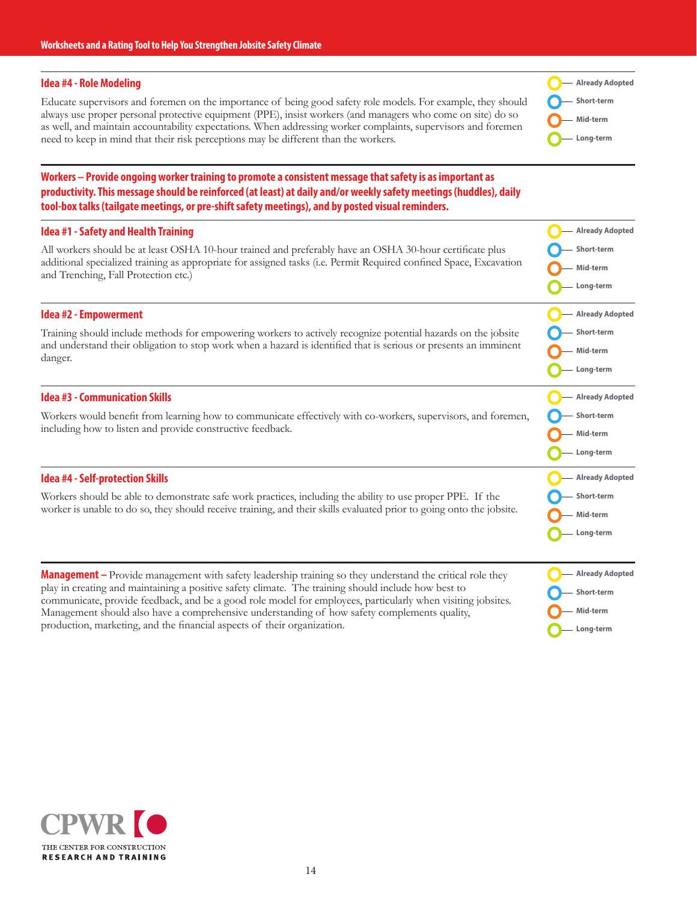### Idea #4 - Role Modeling

Educate supervisors and foremen on the importance of being good safety role models. For example, they should always use proper personal protective equipment (PPE), insist workers (and managers who come on site) do so as well, and maintain accountability expectations. When addressing worker complaints, supervisors and foremen need to keep in mind that their risk perceptions may be different than the workers.

- ○ Already Adopted
- ○ Short-term
- ○ Mid-term
- ○ Long-term

## Workers – Provide ongoing worker training to promote a consistent message that safety is as important as productivity. This message should be reinforced (at least) at daily and/or weekly safety meetings (huddles), daily tool-box talks (tailgate meetings, or pre-shift safety meetings), and by posted visual reminders.

### Idea #1 - Safety and Health Training

All workers should be at least OSHA 10-hour trained and preferably have an OSHA 30-hour certificate plus additional specialized training as appropriate for assigned tasks (i.e. Permit Required confined Space, Excavation and Trenching, Fall Protection etc.)

- ○ Already Adopted
- ○ Short-term
- ○ Mid-term
- ○ Long-term

### Idea #2 - Empowerment

Training should include methods for empowering workers to actively recognize potential hazards on the jobsite and understand their obligation to stop work when a hazard is identified that is serious or presents an imminent danger.

- ○ Already Adopted
- ○ Short-term
- ○ Mid-term
- ○ Long-term

### Idea #3 - Communication Skills

Workers would benefit from learning how to communicate effectively with co-workers, supervisors, and foremen, including how to listen and provide constructive feedback.

- ○ Already Adopted
- ○ Short-term
- ○ Mid-term
- ○ Long-term

### Idea #4 - Self-protection Skills

Workers should be able to demonstrate safe work practices, including the ability to use proper PPE. If the worker is unable to do so, they should receive training, and their skills evaluated prior to going onto the jobsite.

- ○ Already Adopted
- ○ Short-term
- ○ Mid-term
- ○ Long-term

**Management –** Provide management with safety leadership training so they understand the critical role they play in creating and maintaining a positive safety climate. The training should include how best to communicate, provide feedback, and be a good role model for employees, particularly when visiting jobsites. Management should also have a comprehensive understanding of how safety complements quality, production, marketing, and the financial aspects of their organization.

- ○ Already Adopted
- ○ Short-term
- ○ Mid-term
- ○ Long-term

CPWR – THE CENTER FOR CONSTRUCTION RESEARCH AND TRAINING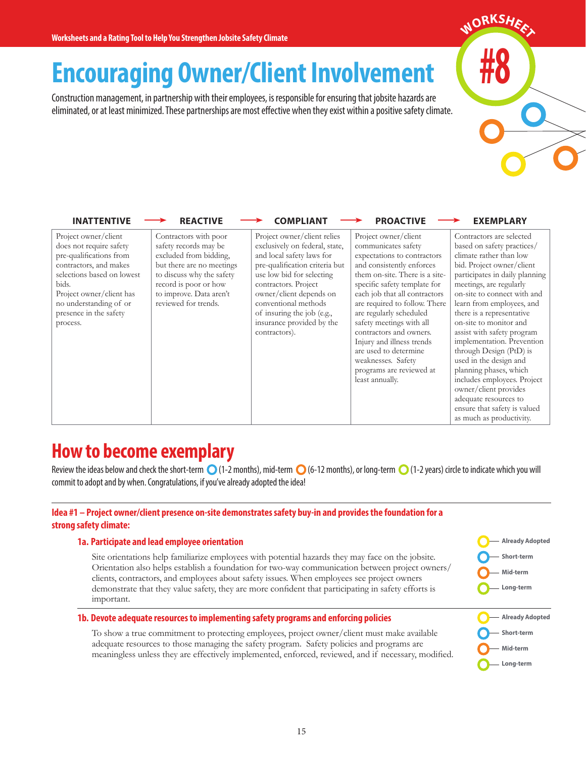# Encouraging Owner/Client Involvement

WORKSHEET #8

Construction management, in partnership with their employees, is responsible for ensuring that jobsite hazards are eliminated, or at least minimized. These partnerships are most effective when they exist within a positive safety climate.

| INATTENTIVE → | REACTIVE → | COMPLIANT → | PROACTIVE → | EXEMPLARY |
|---|---|---|---|---|
| Project owner/client does not require safety pre-qualifications from contractors, and makes selections based on lowest bids. Project owner/client has no understanding of or presence in the safety process. | Contractors with poor safety records may be excluded from bidding, but there are no meetings to discuss why the safety record is poor or how to improve. Data aren't reviewed for trends. | Project owner/client relies exclusively on federal, state, and local safety laws for pre-qualification criteria but use low bid for selecting contractors. Project owner/client depends on conventional methods of insuring the job (e.g., insurance provided by the contractors). | Project owner/client communicates safety expectations to contractors and consistently enforces them on-site. There is a site-specific safety template for each job that all contractors are required to follow. There are regularly scheduled safety meetings with all contractors and owners. Injury and illness trends are used to determine weaknesses. Safety programs are reviewed at least annually. | Contractors are selected based on safety practices/climate rather than low bid. Project owner/client participates in daily planning meetings, are regularly on-site to connect with and learn from employees, and there is a representative on-site to monitor and assist with safety program implementation. Prevention through Design (PtD) is used in the design and planning phases, which includes employees. Project owner/client provides adequate resources to ensure that safety is valued as much as productivity. |

## How to become exemplary

Review the ideas below and check the short-term (1-2 months), mid-term (6-12 months), or long-term (1-2 years) circle to indicate which you will commit to adopt and by when. Congratulations, if you've already adopted the idea!

### Idea #1 – Project owner/client presence on-site demonstrates safety buy-in and provides the foundation for a strong safety climate:

#### 1a. Participate and lead employee orientation

Site orientations help familiarize employees with potential hazards they may face on the jobsite. Orientation also helps establish a foundation for two-way communication between project owners/clients, contractors, and employees about safety issues. When employees see project owners demonstrate that they value safety, they are more confident that participating in safety efforts is important.

- Already Adopted
- Short-term
- Mid-term
- Long-term

#### 1b. Devote adequate resources to implementing safety programs and enforcing policies

To show a true commitment to protecting employees, project owner/client must make available adequate resources to those managing the safety program. Safety policies and programs are meaningless unless they are effectively implemented, enforced, reviewed, and if necessary, modified.

- Already Adopted
- Short-term
- Mid-term
- Long-term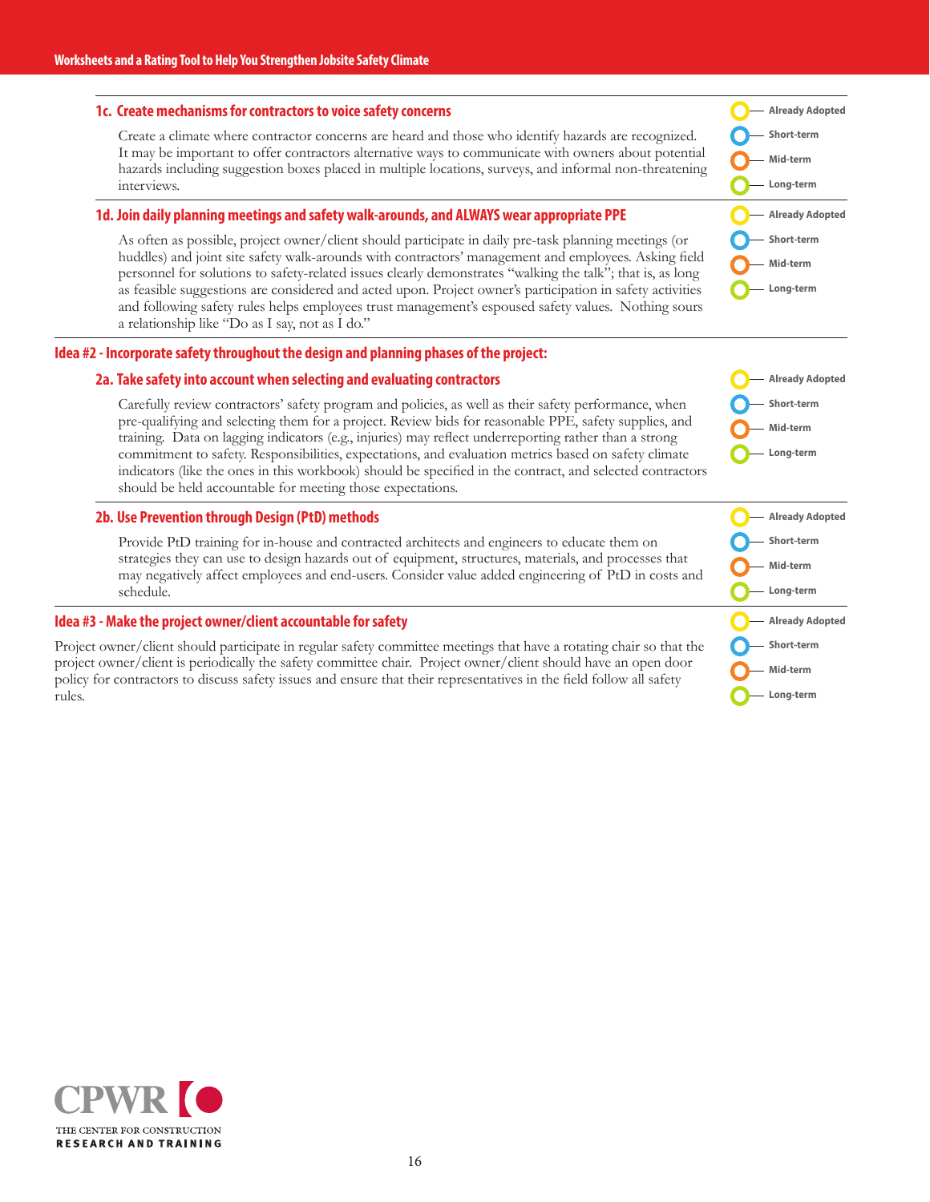### 1c. Create mechanisms for contractors to voice safety concerns

Create a climate where contractor concerns are heard and those who identify hazards are recognized. It may be important to offer contractors alternative ways to communicate with owners about potential hazards including suggestion boxes placed in multiple locations, surveys, and informal non-threatening interviews.

- Already Adopted
- Short-term
- Mid-term
- Long-term

### 1d. Join daily planning meetings and safety walk-arounds, and ALWAYS wear appropriate PPE

As often as possible, project owner/client should participate in daily pre-task planning meetings (or huddles) and joint site safety walk-arounds with contractors' management and employees. Asking field personnel for solutions to safety-related issues clearly demonstrates "walking the talk"; that is, as long as feasible suggestions are considered and acted upon. Project owner's participation in safety activities and following safety rules helps employees trust management's espoused safety values. Nothing sours a relationship like "Do as I say, not as I do."

- Already Adopted
- Short-term
- Mid-term
- Long-term

## Idea #2 - Incorporate safety throughout the design and planning phases of the project:

### 2a. Take safety into account when selecting and evaluating contractors

Carefully review contractors' safety program and policies, as well as their safety performance, when pre-qualifying and selecting them for a project. Review bids for reasonable PPE, safety supplies, and training. Data on lagging indicators (e.g., injuries) may reflect underreporting rather than a strong commitment to safety. Responsibilities, expectations, and evaluation metrics based on safety climate indicators (like the ones in this workbook) should be specified in the contract, and selected contractors should be held accountable for meeting those expectations.

- Already Adopted
- Short-term
- Mid-term
- Long-term

### 2b. Use Prevention through Design (PtD) methods

Provide PtD training for in-house and contracted architects and engineers to educate them on strategies they can use to design hazards out of equipment, structures, materials, and processes that may negatively affect employees and end-users. Consider value added engineering of PtD in costs and schedule.

- Already Adopted
- Short-term
- Mid-term
- Long-term

## Idea #3 - Make the project owner/client accountable for safety

Project owner/client should participate in regular safety committee meetings that have a rotating chair so that the project owner/client is periodically the safety committee chair. Project owner/client should have an open door policy for contractors to discuss safety issues and ensure that their representatives in the field follow all safety rules.

- Already Adopted
- Short-term
- Mid-term
- Long-term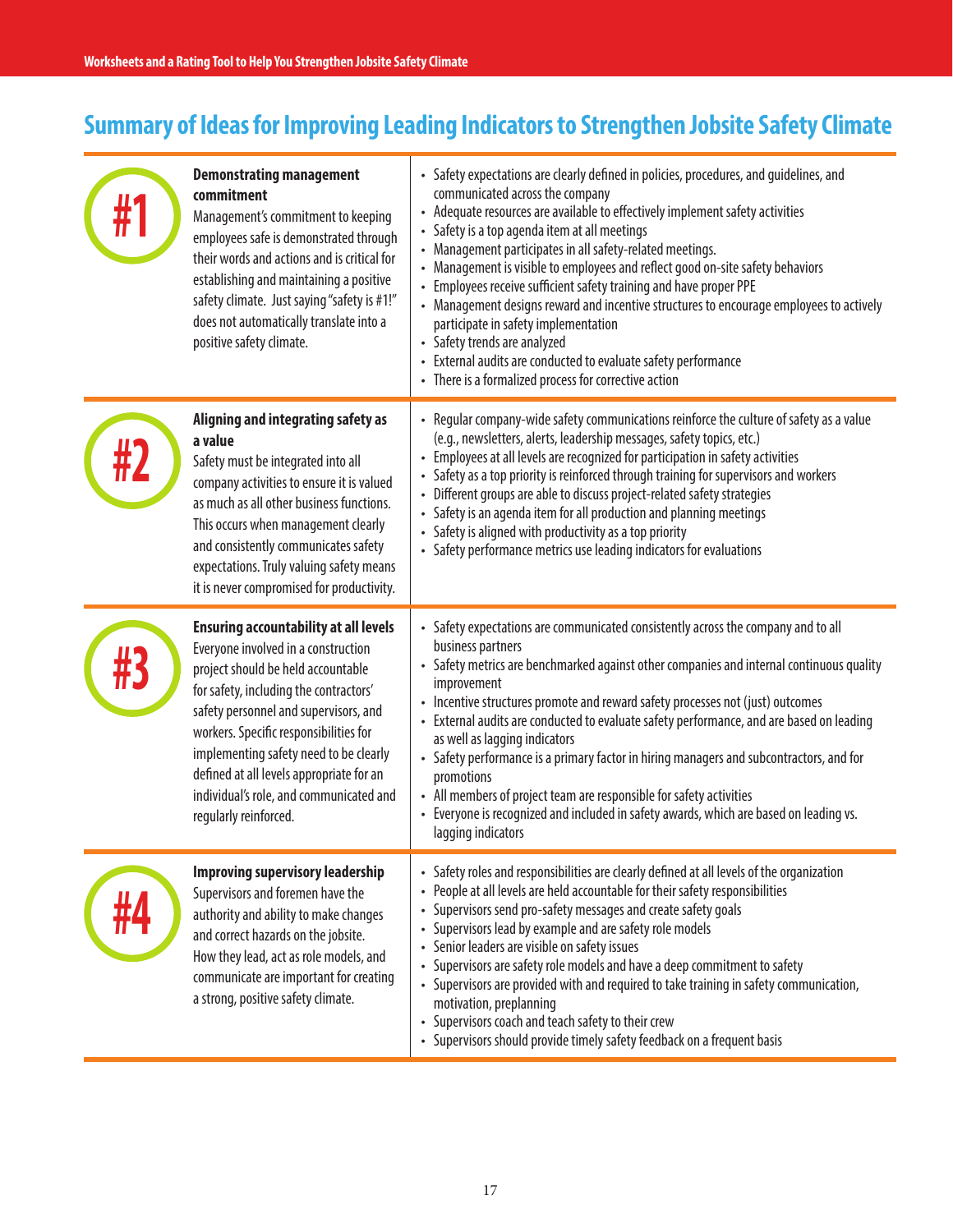## Summary of Ideas for Improving Leading Indicators to Strengthen Jobsite Safety Climate

| | Description | Ideas |
|---|---|---|
| **#1** | **Demonstrating management commitment**<br>Management's commitment to keeping employees safe is demonstrated through their words and actions and is critical for establishing and maintaining a positive safety climate. Just saying "safety is #1!" does not automatically translate into a positive safety climate. | • Safety expectations are clearly defined in policies, procedures, and guidelines, and communicated across the company<br>• Adequate resources are available to effectively implement safety activities<br>• Safety is a top agenda item at all meetings<br>• Management participates in all safety-related meetings.<br>• Management is visible to employees and reflect good on-site safety behaviors<br>• Employees receive sufficient safety training and have proper PPE<br>• Management designs reward and incentive structures to encourage employees to actively participate in safety implementation<br>• Safety trends are analyzed<br>• External audits are conducted to evaluate safety performance<br>• There is a formalized process for corrective action |
| **#2** | **Aligning and integrating safety as a value**<br>Safety must be integrated into all company activities to ensure it is valued as much as all other business functions. This occurs when management clearly and consistently communicates safety expectations. Truly valuing safety means it is never compromised for productivity. | • Regular company-wide safety communications reinforce the culture of safety as a value (e.g., newsletters, alerts, leadership messages, safety topics, etc.)<br>• Employees at all levels are recognized for participation in safety activities<br>• Safety as a top priority is reinforced through training for supervisors and workers<br>• Different groups are able to discuss project-related safety strategies<br>• Safety is an agenda item for all production and planning meetings<br>• Safety is aligned with productivity as a top priority<br>• Safety performance metrics use leading indicators for evaluations |
| **#3** | **Ensuring accountability at all levels**<br>Everyone involved in a construction project should be held accountable for safety, including the contractors' safety personnel and supervisors, and workers. Specific responsibilities for implementing safety need to be clearly defined at all levels appropriate for an individual's role, and communicated and regularly reinforced. | • Safety expectations are communicated consistently across the company and to all business partners<br>• Safety metrics are benchmarked against other companies and internal continuous quality improvement<br>• Incentive structures promote and reward safety processes not (just) outcomes<br>• External audits are conducted to evaluate safety performance, and are based on leading as well as lagging indicators<br>• Safety performance is a primary factor in hiring managers and subcontractors, and for promotions<br>• All members of project team are responsible for safety activities<br>• Everyone is recognized and included in safety awards, which are based on leading vs. lagging indicators |
| **#4** | **Improving supervisory leadership**<br>Supervisors and foremen have the authority and ability to make changes and correct hazards on the jobsite. How they lead, act as role models, and communicate are important for creating a strong, positive safety climate. | • Safety roles and responsibilities are clearly defined at all levels of the organization<br>• People at all levels are held accountable for their safety responsibilities<br>• Supervisors send pro-safety messages and create safety goals<br>• Supervisors lead by example and are safety role models<br>• Senior leaders are visible on safety issues<br>• Supervisors are safety role models and have a deep commitment to safety<br>• Supervisors are provided with and required to take training in safety communication, motivation, preplanning<br>• Supervisors coach and teach safety to their crew<br>• Supervisors should provide timely safety feedback on a frequent basis |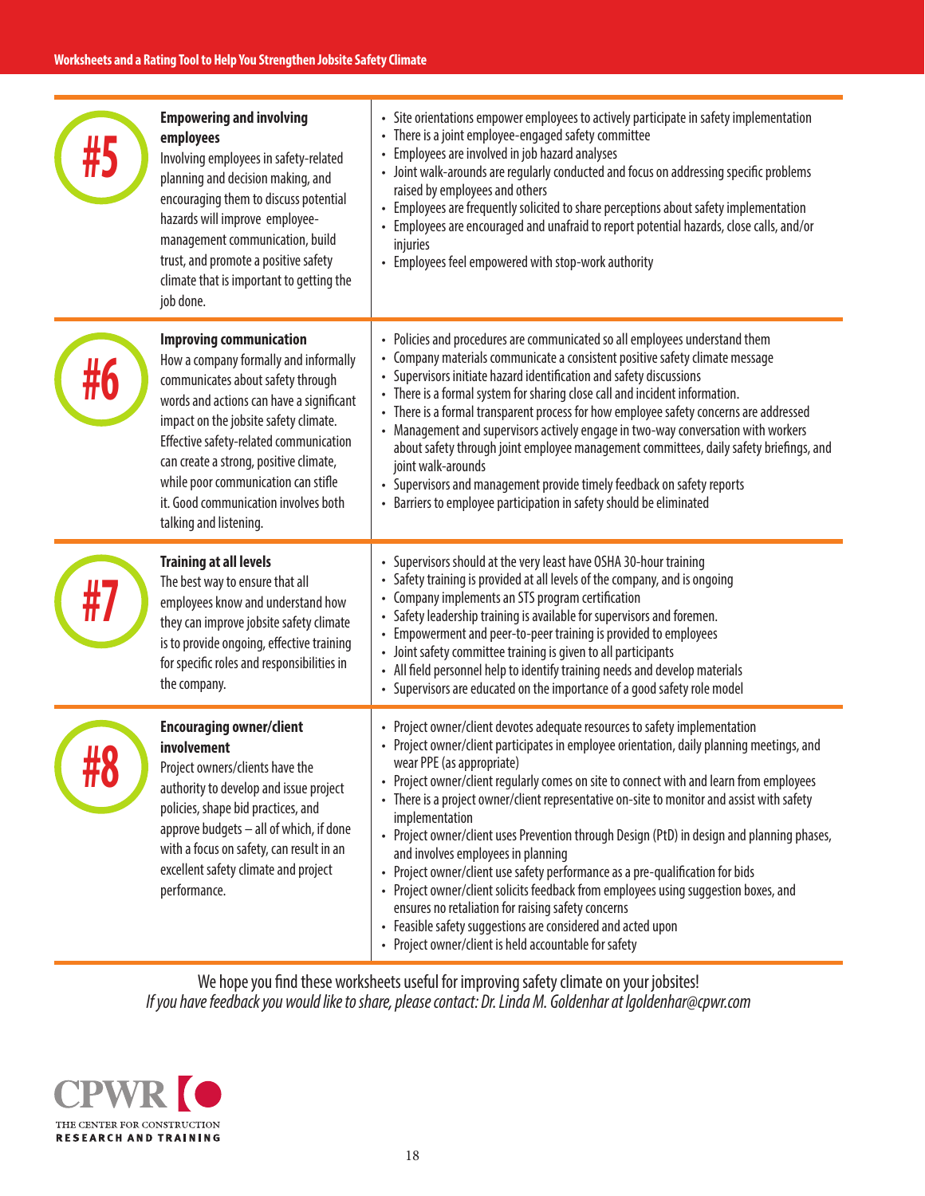## #5 Empowering and involving employees

Involving employees in safety-related planning and decision making, and encouraging them to discuss potential hazards will improve employee-management communication, build trust, and promote a positive safety climate that is important to getting the job done.

- Site orientations empower employees to actively participate in safety implementation
- There is a joint employee-engaged safety committee
- Employees are involved in job hazard analyses
- Joint walk-arounds are regularly conducted and focus on addressing specific problems raised by employees and others
- Employees are frequently solicited to share perceptions about safety implementation
- Employees are encouraged and unafraid to report potential hazards, close calls, and/or injuries
- Employees feel empowered with stop-work authority

## #6 Improving communication

How a company formally and informally communicates about safety through words and actions can have a significant impact on the jobsite safety climate. Effective safety-related communication can create a strong, positive climate, while poor communication can stifle it. Good communication involves both talking and listening.

- Policies and procedures are communicated so all employees understand them
- Company materials communicate a consistent positive safety climate message
- Supervisors initiate hazard identification and safety discussions
- There is a formal system for sharing close call and incident information.
- There is a formal transparent process for how employee safety concerns are addressed
- Management and supervisors actively engage in two-way conversation with workers about safety through joint employee management committees, daily safety briefings, and joint walk-arounds
- Supervisors and management provide timely feedback on safety reports
- Barriers to employee participation in safety should be eliminated

## #7 Training at all levels

The best way to ensure that all employees know and understand how they can improve jobsite safety climate is to provide ongoing, effective training for specific roles and responsibilities in the company.

- Supervisors should at the very least have OSHA 30-hour training
- Safety training is provided at all levels of the company, and is ongoing
- Company implements an STS program certification
- Safety leadership training is available for supervisors and foremen.
- Empowerment and peer-to-peer training is provided to employees
- Joint safety committee training is given to all participants
- All field personnel help to identify training needs and develop materials
- Supervisors are educated on the importance of a good safety role model

## #8 Encouraging owner/client involvement

Project owners/clients have the authority to develop and issue project policies, shape bid practices, and approve budgets – all of which, if done with a focus on safety, can result in an excellent safety climate and project performance.

- Project owner/client devotes adequate resources to safety implementation
- Project owner/client participates in employee orientation, daily planning meetings, and wear PPE (as appropriate)
- Project owner/client regularly comes on site to connect with and learn from employees
- There is a project owner/client representative on-site to monitor and assist with safety implementation
- Project owner/client uses Prevention through Design (PtD) in design and planning phases, and involves employees in planning
- Project owner/client use safety performance as a pre-qualification for bids
- Project owner/client solicits feedback from employees using suggestion boxes, and ensures no retaliation for raising safety concerns
- Feasible safety suggestions are considered and acted upon
- Project owner/client is held accountable for safety

We hope you find these worksheets useful for improving safety climate on your jobsites!

*If you have feedback you would like to share, please contact: Dr. Linda M. Goldenhar at lgoldenhar@cpwr.com*

CPWR – THE CENTER FOR CONSTRUCTION RESEARCH AND TRAINING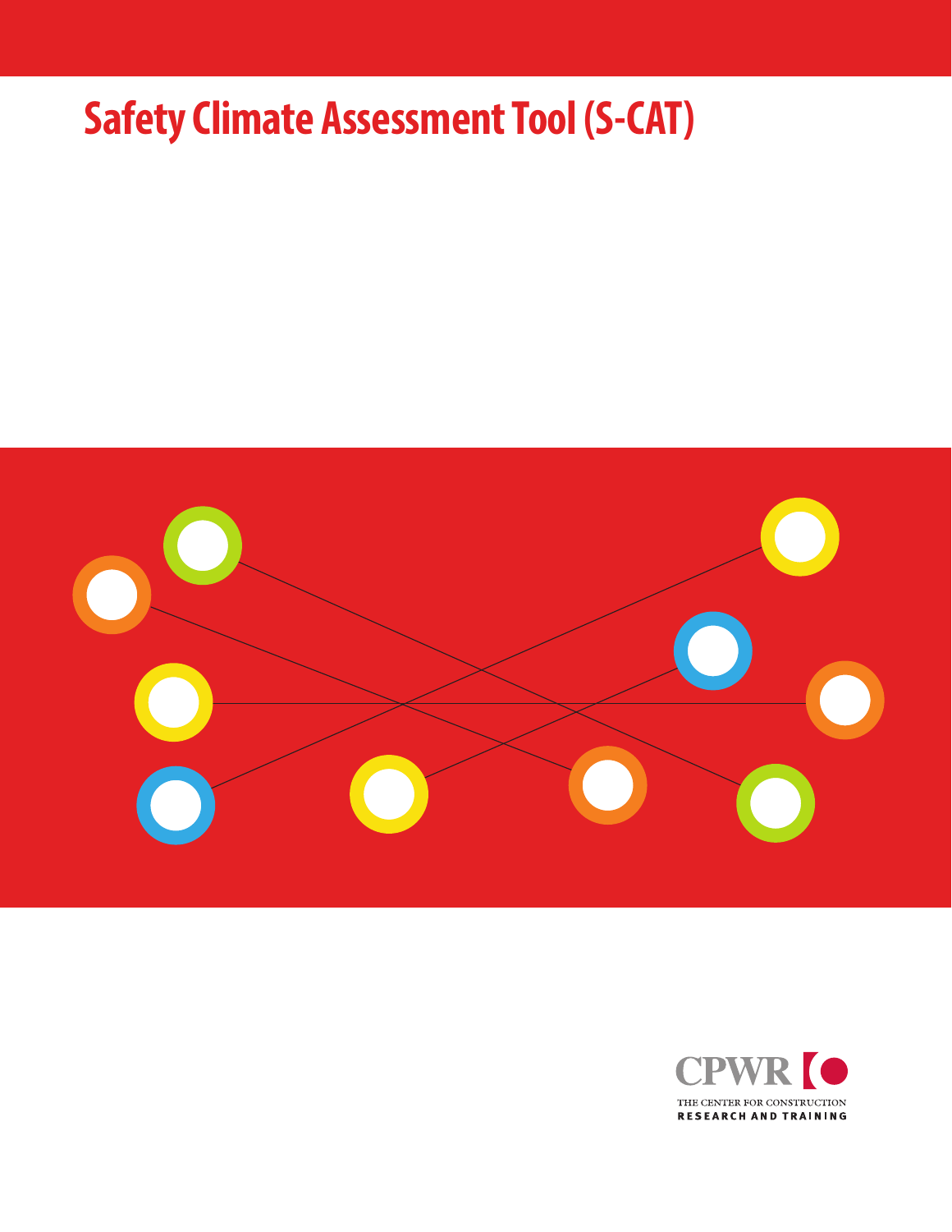# Safety Climate Assessment Tool (S-CAT)

CPWR

THE CENTER FOR CONSTRUCTION
RESEARCH AND TRAINING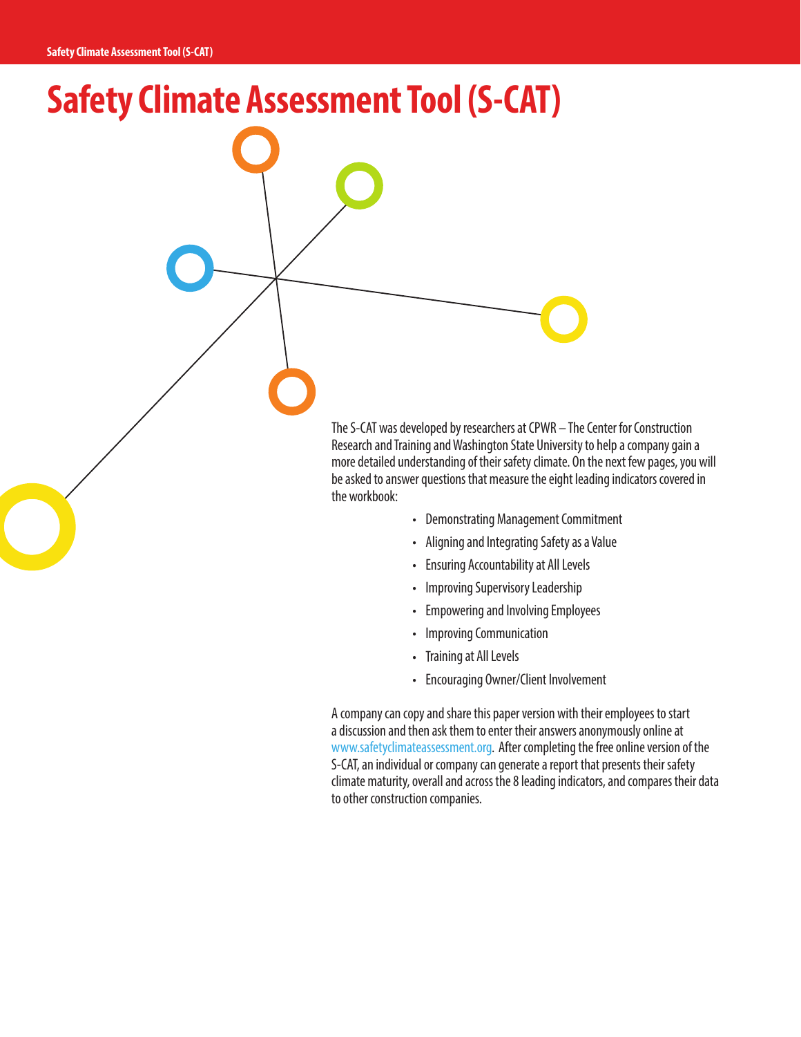# Safety Climate Assessment Tool (S-CAT)

The S-CAT was developed by researchers at CPWR – The Center for Construction Research and Training and Washington State University to help a company gain a more detailed understanding of their safety climate. On the next few pages, you will be asked to answer questions that measure the eight leading indicators covered in the workbook:

- Demonstrating Management Commitment
- Aligning and Integrating Safety as a Value
- Ensuring Accountability at All Levels
- Improving Supervisory Leadership
- Empowering and Involving Employees
- Improving Communication
- Training at All Levels
- Encouraging Owner/Client Involvement

A company can copy and share this paper version with their employees to start a discussion and then ask them to enter their answers anonymously online at www.safetyclimateassessment.org. After completing the free online version of the S-CAT, an individual or company can generate a report that presents their safety climate maturity, overall and across the 8 leading indicators, and compares their data to other construction companies.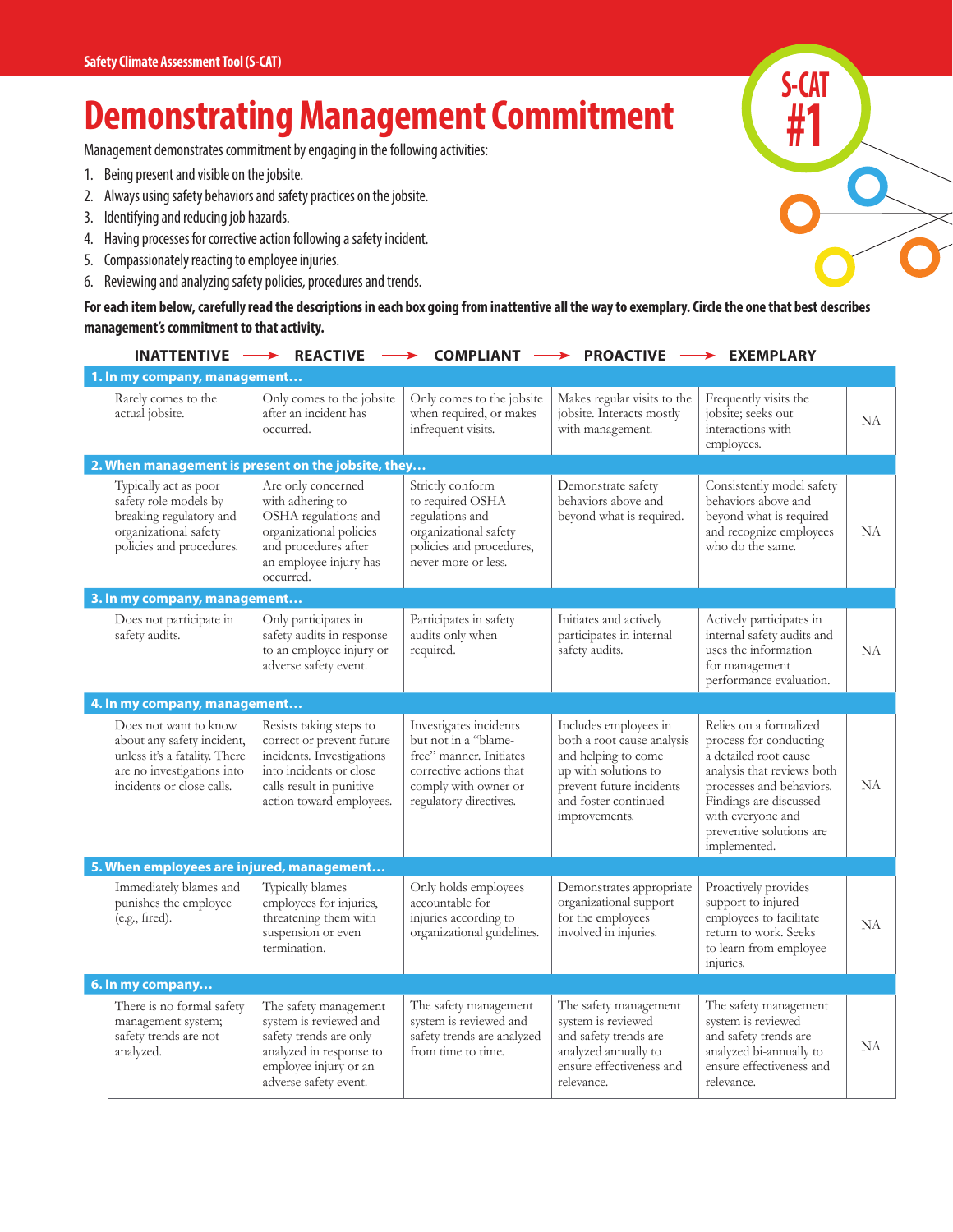Safety Climate Assessment Tool (S-CAT)

# Demonstrating Management Commitment

S-CAT #1

Management demonstrates commitment by engaging in the following activities:

1. Being present and visible on the jobsite.
2. Always using safety behaviors and safety practices on the jobsite.
3. Identifying and reducing job hazards.
4. Having processes for corrective action following a safety incident.
5. Compassionately reacting to employee injuries.
6. Reviewing and analyzing safety policies, procedures and trends.

**For each item below, carefully read the descriptions in each box going from inattentive all the way to exemplary. Circle the one that best describes management's commitment to that activity.**

| INATTENTIVE → | REACTIVE → | COMPLIANT → | PROACTIVE → | EXEMPLARY | |
|---|---|---|---|---|---|
| **1. In my company, management…** | | | | | |
| Rarely comes to the actual jobsite. | Only comes to the jobsite after an incident has occurred. | Only comes to the jobsite when required, or makes infrequent visits. | Makes regular visits to the jobsite. Interacts mostly with management. | Frequently visits the jobsite; seeks out interactions with employees. | NA |
| **2. When management is present on the jobsite, they…** | | | | | |
| Typically act as poor safety role models by breaking regulatory and organizational safety policies and procedures. | Are only concerned with adhering to OSHA regulations and organizational policies and procedures after an employee injury has occurred. | Strictly conform to required OSHA regulations and organizational safety policies and procedures, never more or less. | Demonstrate safety behaviors above and beyond what is required. | Consistently model safety behaviors above and beyond what is required and recognize employees who do the same. | NA |
| **3. In my company, management…** | | | | | |
| Does not participate in safety audits. | Only participates in safety audits in response to an employee injury or adverse safety event. | Participates in safety audits only when required. | Initiates and actively participates in internal safety audits. | Actively participates in internal safety audits and uses the information for management performance evaluation. | NA |
| **4. In my company, management…** | | | | | |
| Does not want to know about any safety incident, unless it's a fatality. There are no investigations into incidents or close calls. | Resists taking steps to correct or prevent future incidents. Investigations into incidents or close calls result in punitive action toward employees. | Investigates incidents but not in a "blame-free" manner. Initiates corrective actions that comply with owner or regulatory directives. | Includes employees in both a root cause analysis and helping to come up with solutions to prevent future incidents and foster continued improvements. | Relies on a formalized process for conducting a detailed root cause analysis that reviews both processes and behaviors. Findings are discussed with everyone and preventive solutions are implemented. | NA |
| **5. When employees are injured, management…** | | | | | |
| Immediately blames and punishes the employee (e.g., fired). | Typically blames employees for injuries, threatening them with suspension or even termination. | Only holds employees accountable for injuries according to organizational guidelines. | Demonstrates appropriate organizational support for the employees involved in injuries. | Proactively provides support to injured employees to facilitate return to work. Seeks to learn from employee injuries. | NA |
| **6. In my company…** | | | | | |
| There is no formal safety management system; safety trends are not analyzed. | The safety management system is reviewed and safety trends are only analyzed in response to employee injury or an adverse safety event. | The safety management system is reviewed and safety trends are analyzed from time to time. | The safety management system is reviewed and safety trends are analyzed annually to ensure effectiveness and relevance. | The safety management system is reviewed and safety trends are analyzed bi-annually to ensure effectiveness and relevance. | NA |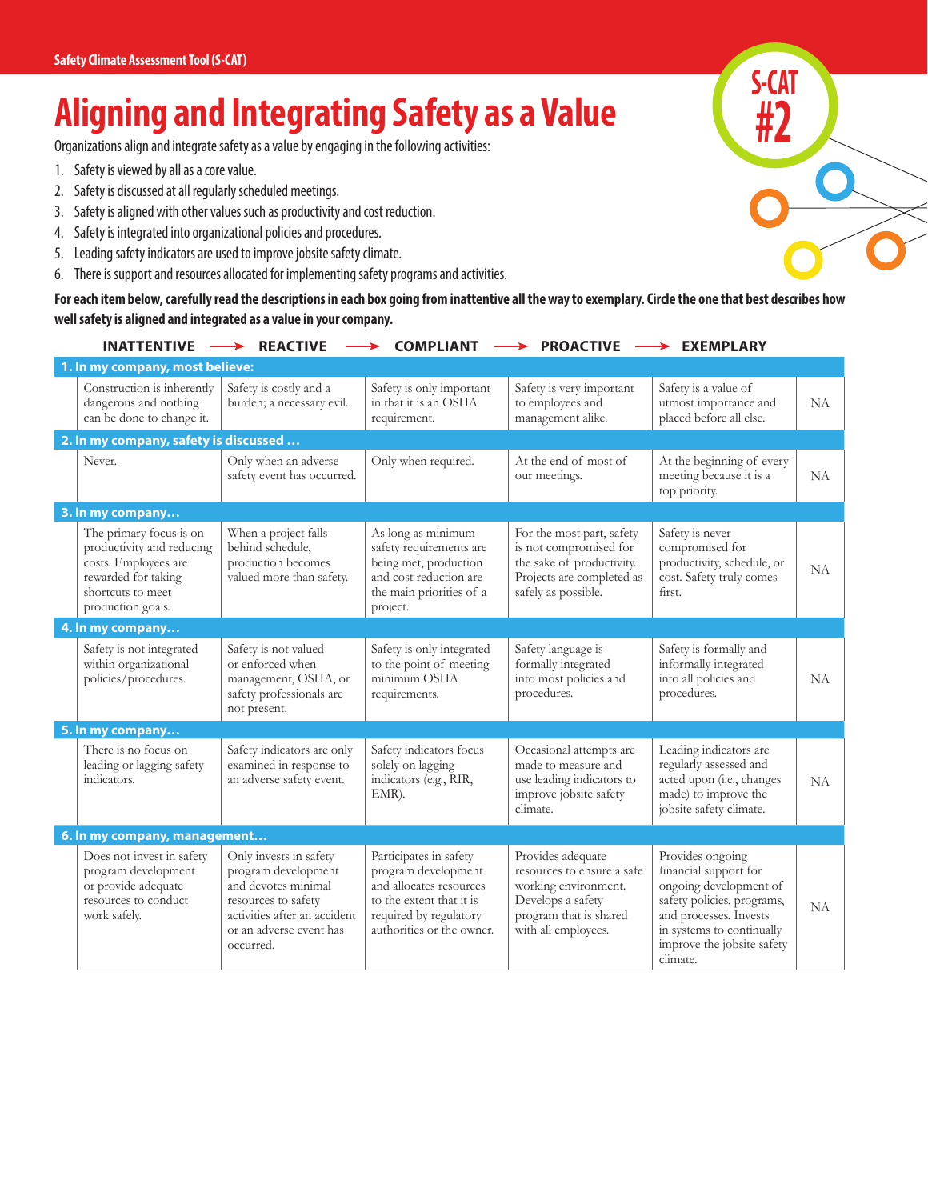Safety Climate Assessment Tool (S-CAT)

S-CAT #2

# Aligning and Integrating Safety as a Value

Organizations align and integrate safety as a value by engaging in the following activities:

1. Safety is viewed by all as a core value.
2. Safety is discussed at all regularly scheduled meetings.
3. Safety is aligned with other values such as productivity and cost reduction.
4. Safety is integrated into organizational policies and procedures.
5. Leading safety indicators are used to improve jobsite safety climate.
6. There is support and resources allocated for implementing safety programs and activities.

**For each item below, carefully read the descriptions in each box going from inattentive all the way to exemplary. Circle the one that best describes how well safety is aligned and integrated as a value in your company.**

| INATTENTIVE | REACTIVE | COMPLIANT | PROACTIVE | EXEMPLARY | |
|---|---|---|---|---|---|
| **1. In my company, most believe:** | | | | | |
| Construction is inherently dangerous and nothing can be done to change it. | Safety is costly and a burden; a necessary evil. | Safety is only important in that it is an OSHA requirement. | Safety is very important to employees and management alike. | Safety is a value of utmost importance and placed before all else. | NA |
| **2. In my company, safety is discussed …** | | | | | |
| Never. | Only when an adverse safety event has occurred. | Only when required. | At the end of most of our meetings. | At the beginning of every meeting because it is a top priority. | NA |
| **3. In my company…** | | | | | |
| The primary focus is on productivity and reducing costs. Employees are rewarded for taking shortcuts to meet production goals. | When a project falls behind schedule, production becomes valued more than safety. | As long as minimum safety requirements are being met, production and cost reduction are the main priorities of a project. | For the most part, safety is not compromised for the sake of productivity. Projects are completed as safely as possible. | Safety is never compromised for productivity, schedule, or cost. Safety truly comes first. | NA |
| **4. In my company…** | | | | | |
| Safety is not integrated within organizational policies/procedures. | Safety is not valued or enforced when management, OSHA, or safety professionals are not present. | Safety is only integrated to the point of meeting minimum OSHA requirements. | Safety language is formally integrated into most policies and procedures. | Safety is formally and informally integrated into all policies and procedures. | NA |
| **5. In my company…** | | | | | |
| There is no focus on leading or lagging safety indicators. | Safety indicators are only examined in response to an adverse safety event. | Safety indicators focus solely on lagging indicators (e.g., RIR, EMR). | Occasional attempts are made to measure and use leading indicators to improve jobsite safety climate. | Leading indicators are regularly assessed and acted upon (i.e., changes made) to improve the jobsite safety climate. | NA |
| **6. In my company, management…** | | | | | |
| Does not invest in safety program development or provide adequate resources to conduct work safely. | Only invests in safety program development and devotes minimal resources to safety activities after an accident or an adverse event has occurred. | Participates in safety program development and allocates resources to the extent that it is required by regulatory authorities or the owner. | Provides adequate resources to ensure a safe working environment. Develops a safety program that is shared with all employees. | Provides ongoing financial support for ongoing development of safety policies, programs, and processes. Invests in systems to continually improve the jobsite safety climate. | NA |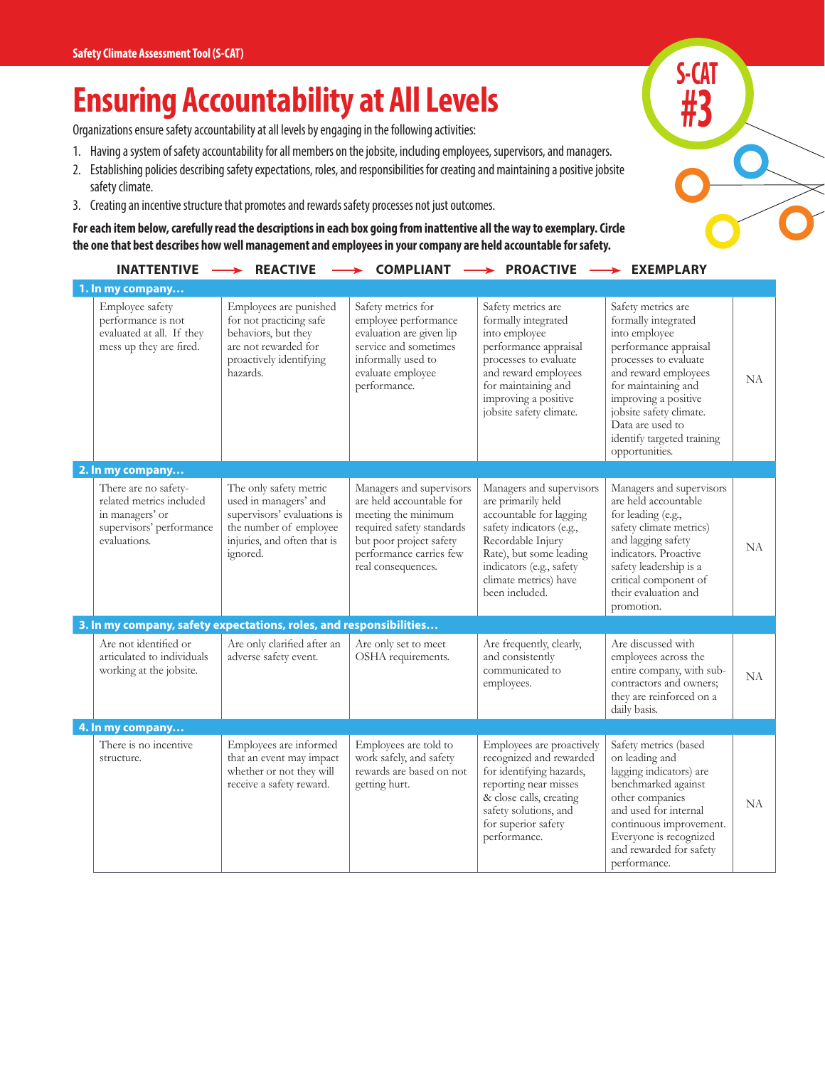Safety Climate Assessment Tool (S-CAT)

S-CAT #3

# Ensuring Accountability at All Levels

Organizations ensure safety accountability at all levels by engaging in the following activities:

1. Having a system of safety accountability for all members on the jobsite, including employees, supervisors, and managers.
2. Establishing policies describing safety expectations, roles, and responsibilities for creating and maintaining a positive jobsite safety climate.
3. Creating an incentive structure that promotes and rewards safety processes not just outcomes.

**For each item below, carefully read the descriptions in each box going from inattentive all the way to exemplary. Circle the one that best describes how well management and employees in your company are held accountable for safety.**

| INATTENTIVE | REACTIVE | COMPLIANT | PROACTIVE | EXEMPLARY | |
|---|---|---|---|---|---|
| **1. In my company…** | | | | | |
| Employee safety performance is not evaluated at all. If they mess up they are fired. | Employees are punished for not practicing safe behaviors, but they are not rewarded for proactively identifying hazards. | Safety metrics for employee performance evaluation are given lip service and sometimes informally used to evaluate employee performance. | Safety metrics are formally integrated into employee performance appraisal processes to evaluate and reward employees for maintaining and improving a positive jobsite safety climate. | Safety metrics are formally integrated into employee performance appraisal processes to evaluate and reward employees for maintaining and improving a positive jobsite safety climate. Data are used to identify targeted training opportunities. | NA |
| **2. In my company…** | | | | | |
| There are no safety-related metrics included in managers' or supervisors' performance evaluations. | The only safety metric used in managers' and supervisors' evaluations is the number of employee injuries, and often that is ignored. | Managers and supervisors are held accountable for meeting the minimum required safety standards but poor project safety performance carries few real consequences. | Managers and supervisors are primarily held accountable for lagging safety indicators (e.g., Recordable Injury Rate), but some leading indicators (e.g., safety climate metrics) have been included. | Managers and supervisors are held accountable for leading (e.g., safety climate metrics) and lagging safety indicators. Proactive safety leadership is a critical component of their evaluation and promotion. | NA |
| **3. In my company, safety expectations, roles, and responsibilities…** | | | | | |
| Are not identified or articulated to individuals working at the jobsite. | Are only clarified after an adverse safety event. | Are only set to meet OSHA requirements. | Are frequently, clearly, and consistently communicated to employees. | Are discussed with employees across the entire company, with sub-contractors and owners; they are reinforced on a daily basis. | NA |
| **4. In my company…** | | | | | |
| There is no incentive structure. | Employees are informed that an event may impact whether or not they will receive a safety reward. | Employees are told to work safely, and safety rewards are based on not getting hurt. | Employees are proactively recognized and rewarded for identifying hazards, reporting near misses & close calls, creating safety solutions, and for superior safety performance. | Safety metrics (based on leading and lagging indicators) are benchmarked against other companies and used for internal continuous improvement. Everyone is recognized and rewarded for safety performance. | NA |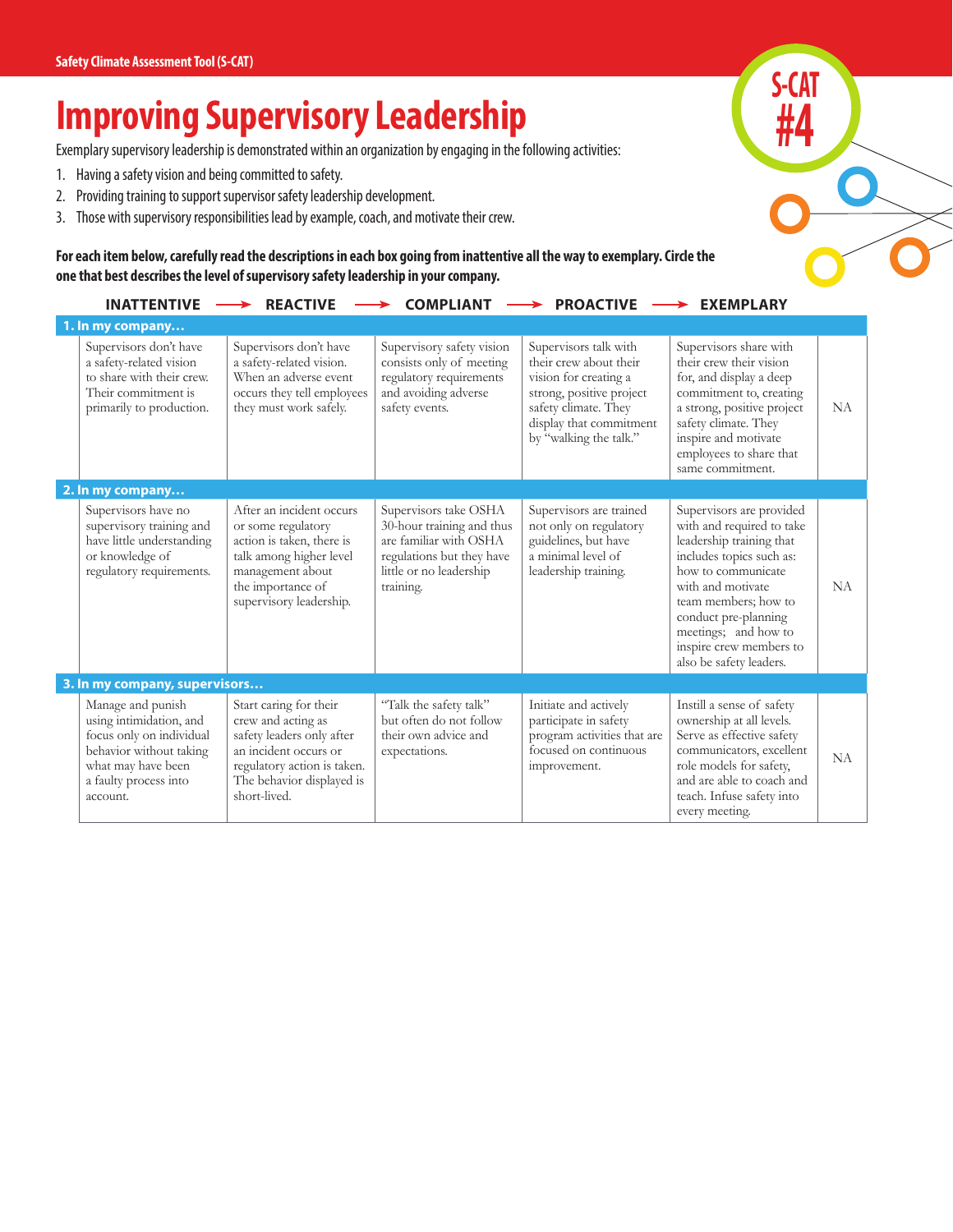Safety Climate Assessment Tool (S-CAT)

S-CAT #4

# Improving Supervisory Leadership

Exemplary supervisory leadership is demonstrated within an organization by engaging in the following activities:

1. Having a safety vision and being committed to safety.
2. Providing training to support supervisor safety leadership development.
3. Those with supervisory responsibilities lead by example, coach, and motivate their crew.

**For each item below, carefully read the descriptions in each box going from inattentive all the way to exemplary. Circle the one that best describes the level of supervisory safety leadership in your company.**

| INATTENTIVE → | REACTIVE → | COMPLIANT → | PROACTIVE → | EXEMPLARY | |
|---|---|---|---|---|---|
| **1. In my company…** | | | | | |
| Supervisors don't have a safety-related vision to share with their crew. Their commitment is primarily to production. | Supervisors don't have a safety-related vision. When an adverse event occurs they tell employees they must work safely. | Supervisory safety vision consists only of meeting regulatory requirements and avoiding adverse safety events. | Supervisors talk with their crew about their vision for creating a strong, positive project safety climate. They display that commitment by "walking the talk." | Supervisors share with their crew their vision for, and display a deep commitment to, creating a strong, positive project safety climate. They inspire and motivate employees to share that same commitment. | NA |
| **2. In my company…** | | | | | |
| Supervisors have no supervisory training and have little understanding or knowledge of regulatory requirements. | After an incident occurs or some regulatory action is taken, there is talk among higher level management about the importance of supervisory leadership. | Supervisors take OSHA 30-hour training and thus are familiar with OSHA regulations but they have little or no leadership training. | Supervisors are trained not only on regulatory guidelines, but have a minimal level of leadership training. | Supervisors are provided with and required to take leadership training that includes topics such as: how to communicate with and motivate team members; how to conduct pre-planning meetings; and how to inspire crew members to also be safety leaders. | NA |
| **3. In my company, supervisors…** | | | | | |
| Manage and punish using intimidation, and focus only on individual behavior without taking what may have been a faulty process into account. | Start caring for their crew and acting as safety leaders only after an incident occurs or regulatory action is taken. The behavior displayed is short-lived. | "Talk the safety talk" but often do not follow their own advice and expectations. | Initiate and actively participate in safety program activities that are focused on continuous improvement. | Instill a sense of safety ownership at all levels. Serve as effective safety communicators, excellent role models for safety, and are able to coach and teach. Infuse safety into every meeting. | NA |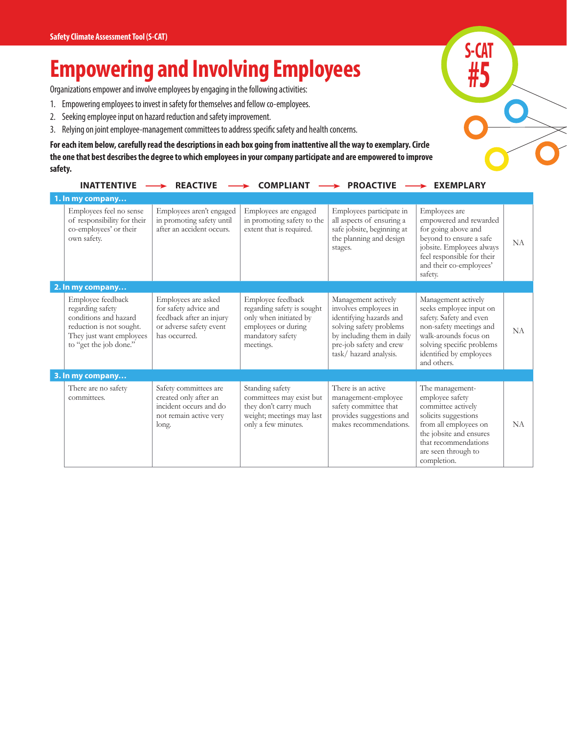Safety Climate Assessment Tool (S-CAT)

# Empowering and Involving Employees

S-CAT #5

Organizations empower and involve employees by engaging in the following activities:

1. Empowering employees to invest in safety for themselves and fellow co-employees.
2. Seeking employee input on hazard reduction and safety improvement.
3. Relying on joint employee-management committees to address specific safety and health concerns.

**For each item below, carefully read the descriptions in each box going from inattentive all the way to exemplary. Circle the one that best describes the degree to which employees in your company participate and are empowered to improve safety.**

| INATTENTIVE → | REACTIVE → | COMPLIANT → | PROACTIVE → | EXEMPLARY | |
|---|---|---|---|---|---|
| **1. In my company…** | | | | | |
| Employees feel no sense of responsibility for their co-employees' or their own safety. | Employees aren't engaged in promoting safety until after an accident occurs. | Employees are engaged in promoting safety to the extent that is required. | Employees participate in all aspects of ensuring a safe jobsite, beginning at the planning and design stages. | Employees are empowered and rewarded for going above and beyond to ensure a safe jobsite. Employees always feel responsible for their and their co-employees' safety. | NA |
| **2. In my company…** | | | | | |
| Employee feedback regarding safety conditions and hazard reduction is not sought. They just want employees to "get the job done." | Employees are asked for safety advice and feedback after an injury or adverse safety event has occurred. | Employee feedback regarding safety is sought only when initiated by employees or during mandatory safety meetings. | Management actively involves employees in identifying hazards and solving safety problems by including them in daily pre-job safety and crew task/ hazard analysis. | Management actively seeks employee input on safety. Safety and even non-safety meetings and walk-arounds focus on solving specific problems identified by employees and others. | NA |
| **3. In my company…** | | | | | |
| There are no safety committees. | Safety committees are created only after an incident occurs and do not remain active very long. | Standing safety committees may exist but they don't carry much weight; meetings may last only a few minutes. | There is an active management-employee safety committee that provides suggestions and makes recommendations. | The management-employee safety committee actively solicits suggestions from all employees on the jobsite and ensures that recommendations are seen through to completion. | NA |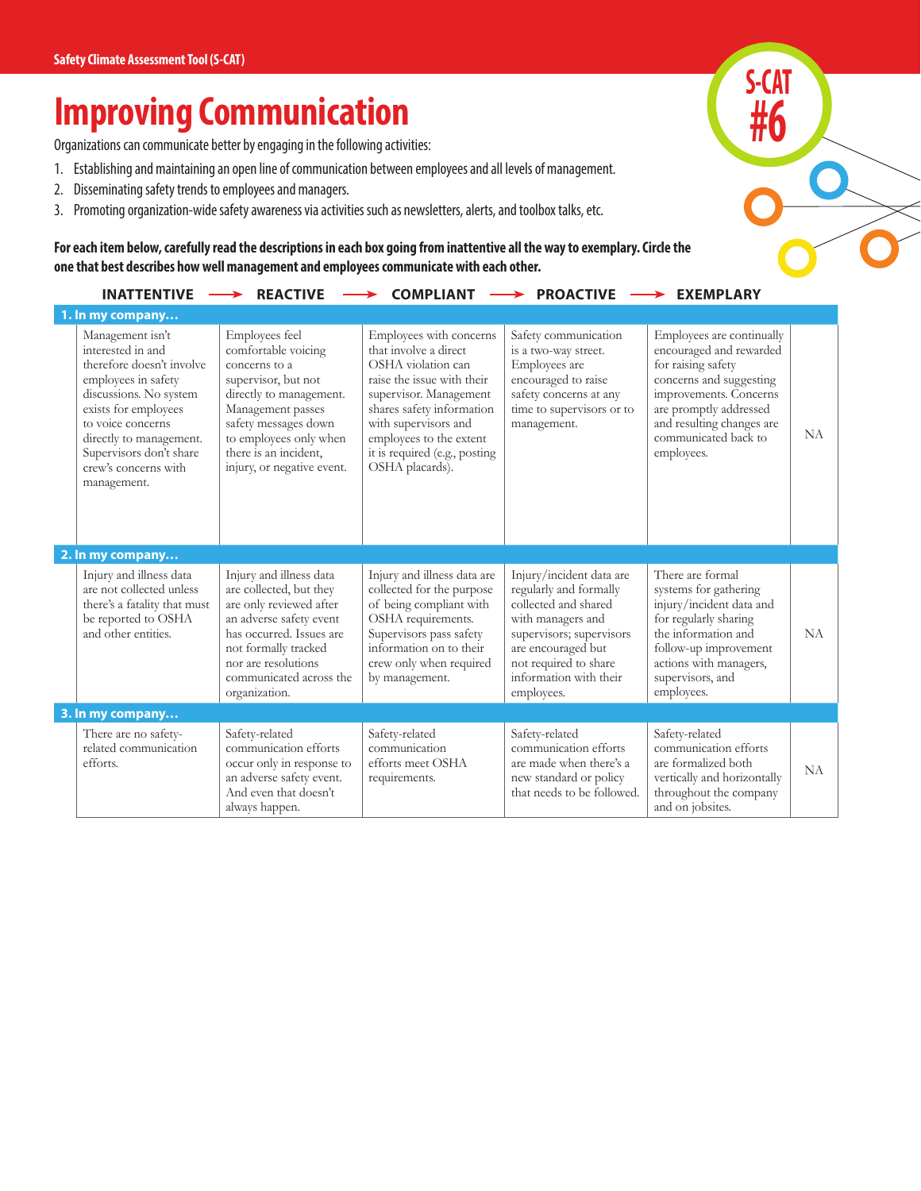# Improving Communication

S-CAT #6

Organizations can communicate better by engaging in the following activities:

1. Establishing and maintaining an open line of communication between employees and all levels of management.
2. Disseminating safety trends to employees and managers.
3. Promoting organization-wide safety awareness via activities such as newsletters, alerts, and toolbox talks, etc.

**For each item below, carefully read the descriptions in each box going from inattentive all the way to exemplary. Circle the one that best describes how well management and employees communicate with each other.**

| | INATTENTIVE | REACTIVE | COMPLIANT | PROACTIVE | EXEMPLARY | |
|---|---|---|---|---|---|---|
| **1. In my company…** | | | | | | |
| | Management isn't interested in and therefore doesn't involve employees in safety discussions. No system exists for employees to voice concerns directly to management. Supervisors don't share crew's concerns with management. | Employees feel comfortable voicing concerns to a supervisor, but not directly to management. Management passes safety messages down to employees only when there is an incident, injury, or negative event. | Employees with concerns that involve a direct OSHA violation can raise the issue with their supervisor. Management shares safety information with supervisors and employees to the extent it is required (e.g., posting OSHA placards). | Safety communication is a two-way street. Employees are encouraged to raise safety concerns at any time to supervisors or to management. | Employees are continually encouraged and rewarded for raising safety concerns and suggesting improvements. Concerns are promptly addressed and resulting changes are communicated back to employees. | NA |
| **2. In my company…** | | | | | | |
| | Injury and illness data are not collected unless there's a fatality that must be reported to OSHA and other entities. | Injury and illness data are collected, but they are only reviewed after an adverse safety event has occurred. Issues are not formally tracked nor are resolutions communicated across the organization. | Injury and illness data are collected for the purpose of being compliant with OSHA requirements. Supervisors pass safety information on to their crew only when required by management. | Injury/incident data are regularly and formally collected and shared with managers and supervisors; supervisors are encouraged but not required to share information with their employees. | There are formal systems for gathering injury/incident data and for regularly sharing the information and follow-up improvement actions with managers, supervisors, and employees. | NA |
| **3. In my company…** | | | | | | |
| | There are no safety-related communication efforts. | Safety-related communication efforts occur only in response to an adverse safety event. And even that doesn't always happen. | Safety-related communication efforts meet OSHA requirements. | Safety-related communication efforts are made when there's a new standard or policy that needs to be followed. | Safety-related communication efforts are formalized both vertically and horizontally throughout the company and on jobsites. | NA |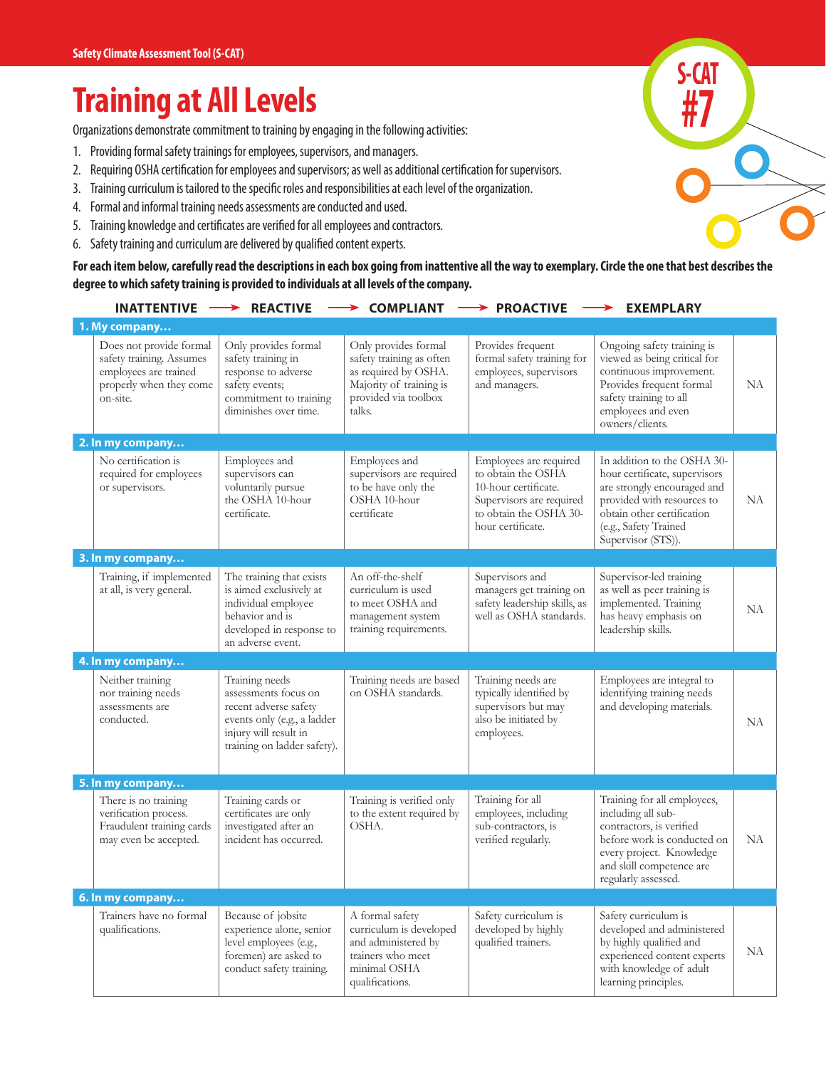Safety Climate Assessment Tool (S-CAT)

# Training at All Levels

S-CAT #7

Organizations demonstrate commitment to training by engaging in the following activities:

1. Providing formal safety trainings for employees, supervisors, and managers.
2. Requiring OSHA certification for employees and supervisors; as well as additional certification for supervisors.
3. Training curriculum is tailored to the specific roles and responsibilities at each level of the organization.
4. Formal and informal training needs assessments are conducted and used.
5. Training knowledge and certificates are verified for all employees and contractors.
6. Safety training and curriculum are delivered by qualified content experts.

**For each item below, carefully read the descriptions in each box going from inattentive all the way to exemplary. Circle the one that best describes the degree to which safety training is provided to individuals at all levels of the company.**

| INATTENTIVE | REACTIVE | COMPLIANT | PROACTIVE | EXEMPLARY | |
|---|---|---|---|---|---|
| **1. My company…** | | | | | |
| Does not provide formal safety training. Assumes employees are trained properly when they come on-site. | Only provides formal safety training in response to adverse safety events; commitment to training diminishes over time. | Only provides formal safety training as often as required by OSHA. Majority of training is provided via toolbox talks. | Provides frequent formal safety training for employees, supervisors and managers. | Ongoing safety training is viewed as being critical for continuous improvement. Provides frequent formal safety training to all employees and even owners/clients. | NA |
| **2. In my company…** | | | | | |
| No certification is required for employees or supervisors. | Employees and supervisors can voluntarily pursue the OSHA 10-hour certificate. | Employees and supervisors are required to be have only the OSHA 10-hour certificate | Employees are required to obtain the OSHA 10-hour certificate. Supervisors are required to obtain the OSHA 30-hour certificate. | In addition to the OSHA 30-hour certificate, supervisors are strongly encouraged and provided with resources to obtain other certification (e.g., Safety Trained Supervisor (STS)). | NA |
| **3. In my company…** | | | | | |
| Training, if implemented at all, is very general. | The training that exists is aimed exclusively at individual employee behavior and is developed in response to an adverse event. | An off-the-shelf curriculum is used to meet OSHA and management system training requirements. | Supervisors and managers get training on safety leadership skills, as well as OSHA standards. | Supervisor-led training as well as peer training is implemented. Training has heavy emphasis on leadership skills. | NA |
| **4. In my company…** | | | | | |
| Neither training nor training needs assessments are conducted. | Training needs assessments focus on recent adverse safety events only (e.g., a ladder injury will result in training on ladder safety). | Training needs are based on OSHA standards. | Training needs are typically identified by supervisors but may also be initiated by employees. | Employees are integral to identifying training needs and developing materials. | NA |
| **5. In my company…** | | | | | |
| There is no training verification process. Fraudulent training cards may even be accepted. | Training cards or certificates are only investigated after an incident has occurred. | Training is verified only to the extent required by OSHA. | Training for all employees, including sub-contractors, is verified regularly. | Training for all employees, including all sub-contractors, is verified before work is conducted on every project. Knowledge and skill competence are regularly assessed. | NA |
| **6. In my company…** | | | | | |
| Trainers have no formal qualifications. | Because of jobsite experience alone, senior level employees (e.g., foremen) are asked to conduct safety training. | A formal safety curriculum is developed and administered by trainers who meet minimal OSHA qualifications. | Safety curriculum is developed by highly qualified trainers. | Safety curriculum is developed and administered by highly qualified and experienced content experts with knowledge of adult learning principles. | NA |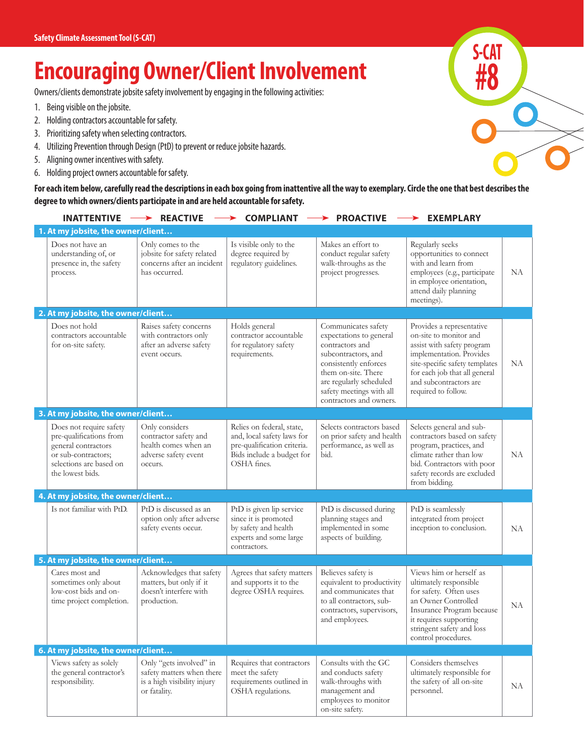Safety Climate Assessment Tool (S-CAT)

# Encouraging Owner/Client Involvement

S-CAT #8

Owners/clients demonstrate jobsite safety involvement by engaging in the following activities:

1. Being visible on the jobsite.
2. Holding contractors accountable for safety.
3. Prioritizing safety when selecting contractors.
4. Utilizing Prevention through Design (PtD) to prevent or reduce jobsite hazards.
5. Aligning owner incentives with safety.
6. Holding project owners accountable for safety.

**For each item below, carefully read the descriptions in each box going from inattentive all the way to exemplary. Circle the one that best describes the degree to which owners/clients participate in and are held accountable for safety.**

| | INATTENTIVE | REACTIVE | COMPLIANT | PROACTIVE | EXEMPLARY | |
|---|---|---|---|---|---|---|
| **1. At my jobsite, the owner/client…** | | | | | | |
| | Does not have an understanding of, or presence in, the safety process. | Only comes to the jobsite for safety related concerns after an incident has occurred. | Is visible only to the degree required by regulatory guidelines. | Makes an effort to conduct regular safety walk-throughs as the project progresses. | Regularly seeks opportunities to connect with and learn from employees (e.g., participate in employee orientation, attend daily planning meetings). | NA |
| **2. At my jobsite, the owner/client…** | | | | | | |
| | Does not hold contractors accountable for on-site safety. | Raises safety concerns with contractors only after an adverse safety event occurs. | Holds general contractor accountable for regulatory safety requirements. | Communicates safety expectations to general contractors and subcontractors, and consistently enforces them on-site. There are regularly scheduled safety meetings with all contractors and owners. | Provides a representative on-site to monitor and assist with safety program implementation. Provides site-specific safety templates for each job that all general and subcontractors are required to follow. | NA |
| **3. At my jobsite, the owner/client…** | | | | | | |
| | Does not require safety pre-qualifications from general contractors or sub-contractors; selections are based on the lowest bids. | Only considers contractor safety and health comes when an adverse safety event occurs. | Relies on federal, state, and, local safety laws for pre-qualification criteria. Bids include a budget for OSHA fines. | Selects contractors based on prior safety and health performance, as well as bid. | Selects general and sub-contractors based on safety program, practices, and climate rather than low bid. Contractors with poor safety records are excluded from bidding. | NA |
| **4. At my jobsite, the owner/client…** | | | | | | |
| | Is not familiar with PtD. | PtD is discussed as an option only after adverse safety events occur. | PtD is given lip service since it is promoted by safety and health experts and some large contractors. | PtD is discussed during planning stages and implemented in some aspects of building. | PtD is seamlessly integrated from project inception to conclusion. | NA |
| **5. At my jobsite, the owner/client…** | | | | | | |
| | Cares most and sometimes only about low-cost bids and on-time project completion. | Acknowledges that safety matters, but only if it doesn't interfere with production. | Agrees that safety matters and supports it to the degree OSHA requires. | Believes safety is equivalent to productivity and communicates that to all contractors, sub-contractors, supervisors, and employees. | Views him or herself as ultimately responsible for safety. Often uses an Owner Controlled Insurance Program because it requires supporting stringent safety and loss control procedures. | NA |
| **6. At my jobsite, the owner/client…** | | | | | | |
| | Views safety as solely the general contractor's responsibility. | Only "gets involved" in safety matters when there is a high visibility injury or fatality. | Requires that contractors meet the safety requirements outlined in OSHA regulations. | Consults with the GC and conducts safety walk-throughs with management and employees to monitor on-site safety. | Considers themselves ultimately responsible for the safety of all on-site personnel. | NA |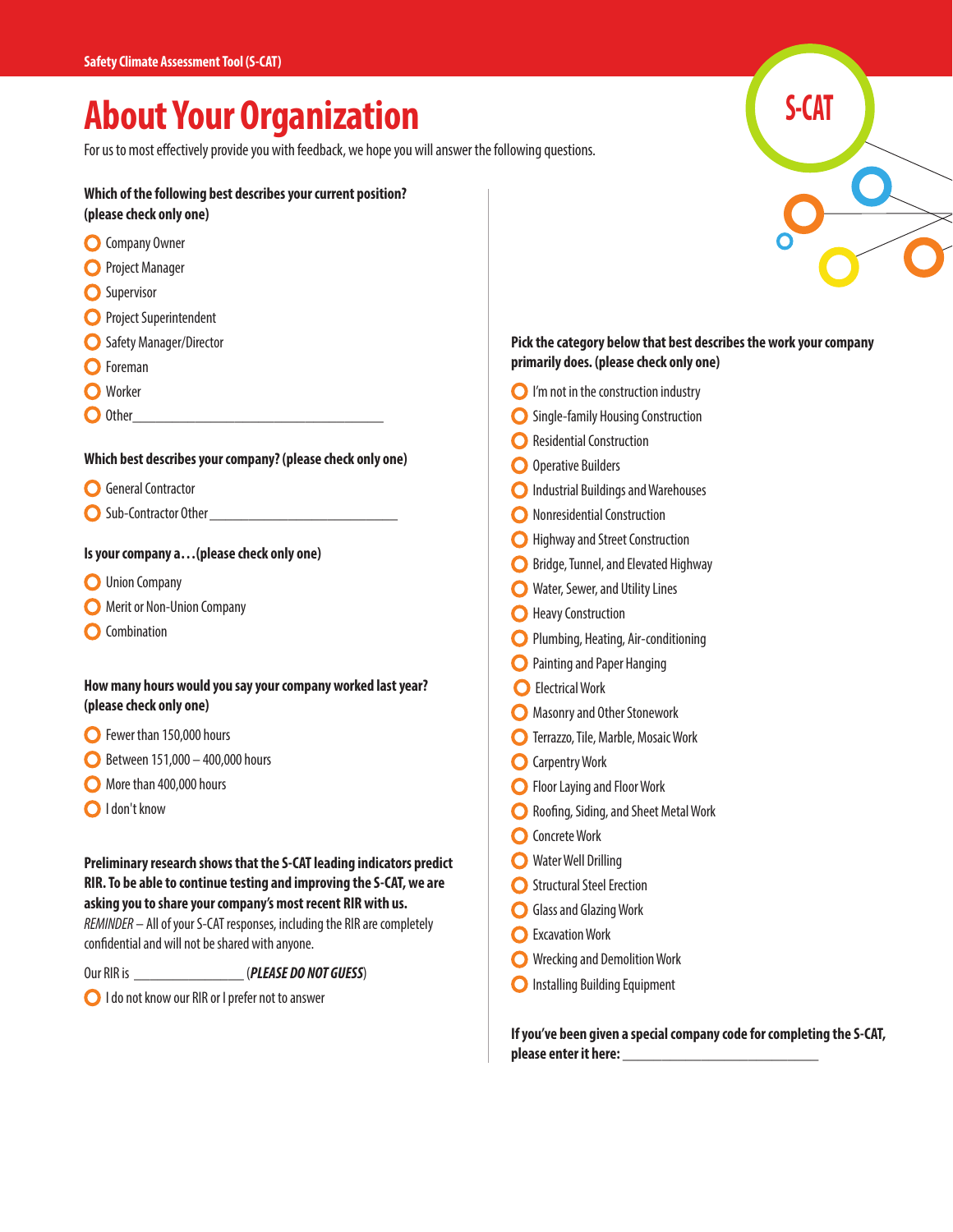# About Your Organization

For us to most effectively provide you with feedback, we hope you will answer the following questions.

**Which of the following best describes your current position? (please check only one)**

- Company Owner
- Project Manager
- Supervisor
- Project Superintendent
- Safety Manager/Director
- Foreman
- Worker
- Other\_\_\_\_\_\_\_\_\_\_\_\_\_\_\_\_\_\_\_\_\_\_\_\_\_\_\_\_\_\_\_\_\_\_\_\_

**Which best describes your company? (please check only one)**

- General Contractor
- Sub-Contractor Other\_\_\_\_\_\_\_\_\_\_\_\_\_\_\_\_\_\_\_\_\_\_\_\_\_\_\_

**Is your company a…(please check only one)**

- Union Company
- Merit or Non-Union Company
- Combination

**How many hours would you say your company worked last year? (please check only one)**

- Fewer than 150,000 hours
- Between 151,000 – 400,000 hours
- More than 400,000 hours
- I don't know

**Preliminary research shows that the S-CAT leading indicators predict RIR. To be able to continue testing and improving the S-CAT, we are asking you to share your company's most recent RIR with us.**

*REMINDER* – All of your S-CAT responses, including the RIR are completely confidential and will not be shared with anyone.

Our RIR is \_\_\_\_\_\_\_\_\_\_\_\_\_\_\_\_ (***PLEASE DO NOT GUESS***)

- I do not know our RIR or I prefer not to answer

**Pick the category below that best describes the work your company primarily does. (please check only one)**

- I'm not in the construction industry
- Single-family Housing Construction
- Residential Construction
- Operative Builders
- Industrial Buildings and Warehouses
- Nonresidential Construction
- Highway and Street Construction
- Bridge, Tunnel, and Elevated Highway
- Water, Sewer, and Utility Lines
- Heavy Construction
- Plumbing, Heating, Air-conditioning
- Painting and Paper Hanging
- Electrical Work
- Masonry and Other Stonework
- Terrazzo, Tile, Marble, Mosaic Work
- Carpentry Work
- Floor Laying and Floor Work
- Roofing, Siding, and Sheet Metal Work
- Concrete Work
- Water Well Drilling
- Structural Steel Erection
- Glass and Glazing Work
- Excavation Work
- Wrecking and Demolition Work
- Installing Building Equipment

**If you've been given a special company code for completing the S-CAT, please enter it here:** \_\_\_\_\_\_\_\_\_\_\_\_\_\_\_\_\_\_\_\_\_\_\_\_\_\_\_\_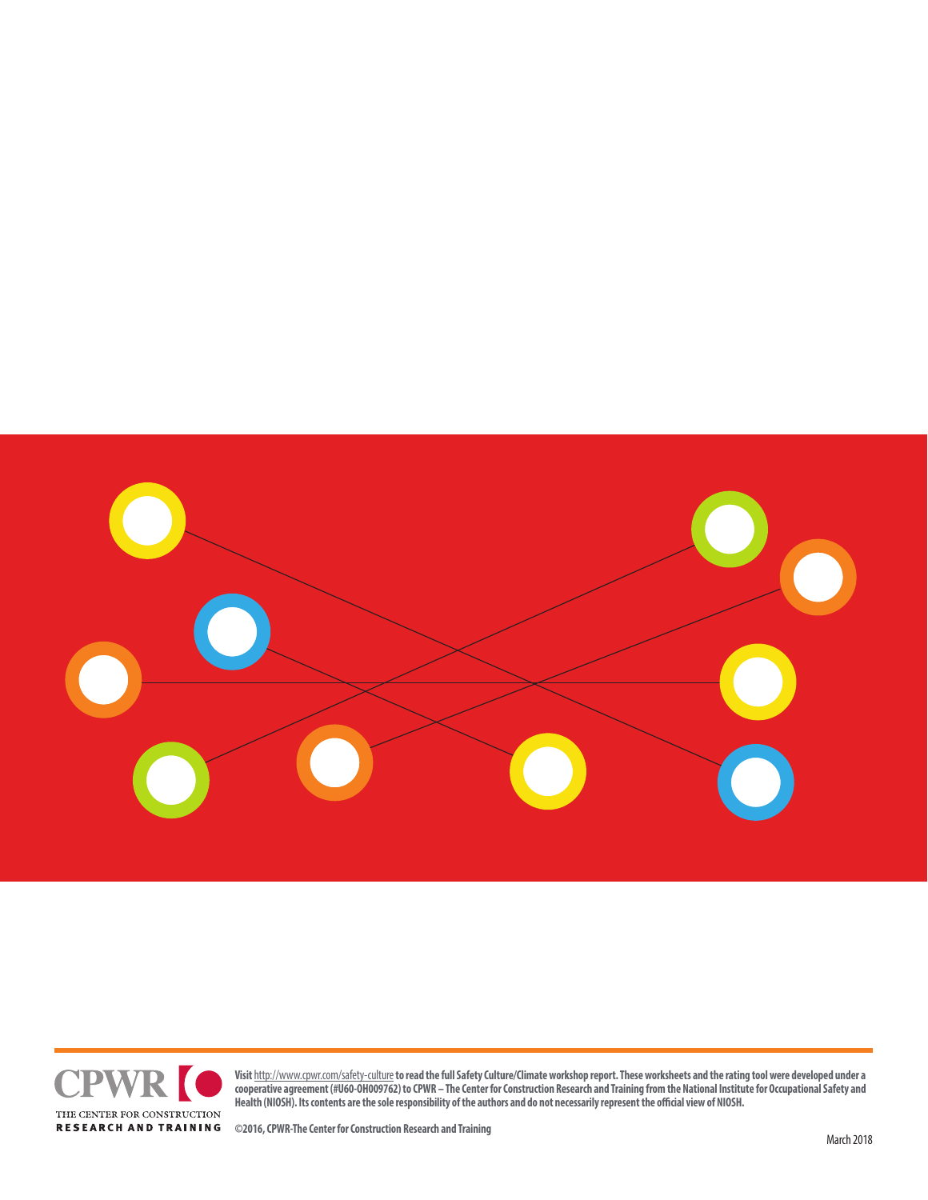CPWR

THE CENTER FOR CONSTRUCTION
RESEARCH AND TRAINING

**Visit http://www.cpwr.com/safety-culture to read the full Safety Culture/Climate workshop report. These worksheets and the rating tool were developed under a cooperative agreement (#U60-OH009762) to CPWR – The Center for Construction Research and Training from the National Institute for Occupational Safety and Health (NIOSH). Its contents are the sole responsibility of the authors and do not necessarily represent the official view of NIOSH.**

**©2016, CPWR-The Center for Construction Research and Training**

March 2018